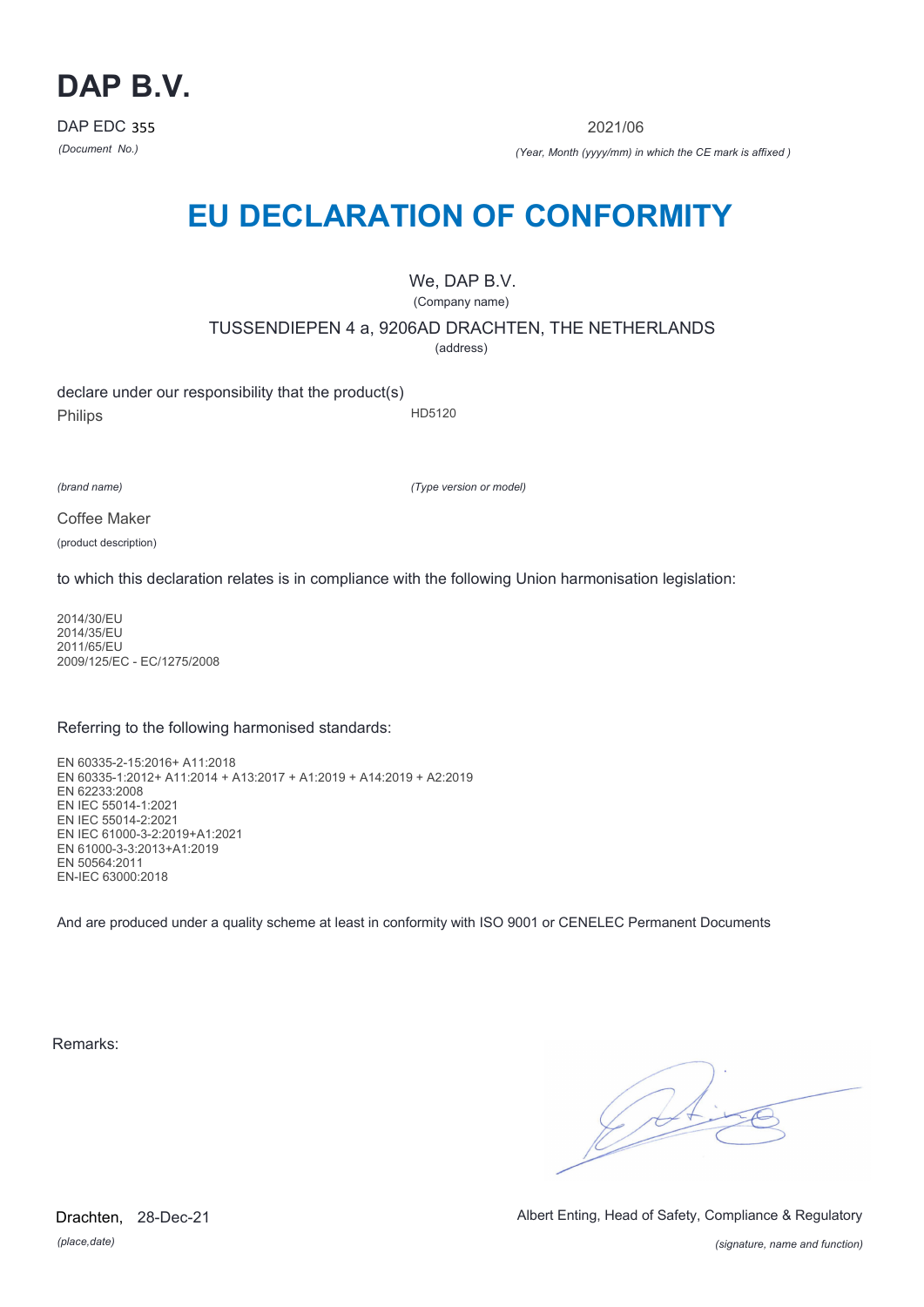# DAP B.V.

DAP EDC 355

*(Document No.)*

2021/06

*(Year, Month (yyyy/mm) in which the CE mark is affixed )*

# EU DECLARATION OF CONFORMITY

We, DAP B.V.

(Company name)

TUSSENDIEPEN 4 a, 9206AD DRACHTEN, THE NETHERLANDS

(address)

declare under our responsibility that the product(s)

Philips HD5120

*(brand name)* *(Type version or model)*

Coffee Maker

(product description)

to which this declaration relates is in compliance with the following Union harmonisation legislation:

2014/30/EU
2014/35/EU
2011/65/EU
2009/125/EC - EC/1275/2008

Referring to the following harmonised standards:

EN 60335-2-15:2016+ A11:2018
EN 60335-1:2012+ A11:2014 + A13:2017 + A1:2019 + A14:2019 + A2:2019
EN 62233:2008
EN IEC 55014-1:2021
EN IEC 55014-2:2021
EN IEC 61000-3-2:2019+A1:2021
EN 61000-3-3:2013+A1:2019
EN 50564:2011
EN-IEC 63000:2018

And are produced under a quality scheme at least in conformity with ISO 9001 or CENELEC Permanent Documents

Remarks:

Drachten, 28-Dec-21

*(place,date)*

Albert Enting, Head of Safety, Compliance & Regulatory

*(signature, name and function)*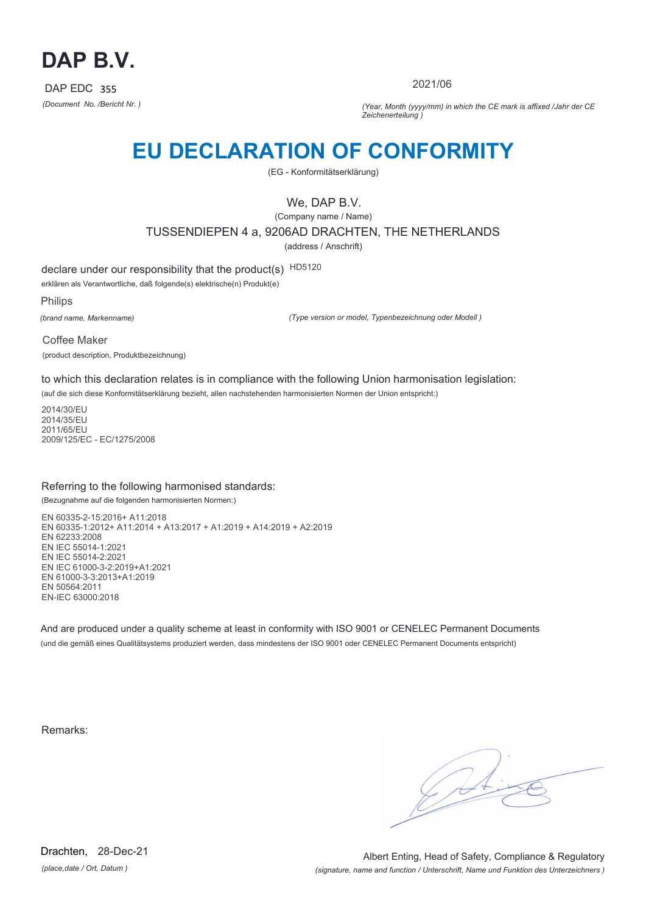# DAP B.V.

DAP EDC 355

*(Document No. /Bericht Nr. )*

2021/06

*(Year, Month (yyyy/mm) in which the CE mark is affixed /Jahr der CE Zeichenerteilung )*

# EU DECLARATION OF CONFORMITY

(EG - Konformitätserklärung)

We, DAP B.V.

(Company name / Name)

TUSSENDIEPEN 4 a, 9206AD DRACHTEN, THE NETHERLANDS

(address / Anschrift)

declare under our responsibility that the product(s) HD5120

erklären als Verantwortliche, daß folgende(s) elektrische(n) Produkt(e)

Philips

*(brand name, Markenname)*

*(Type version or model, Typenbezeichnung oder Modell )*

Coffee Maker

(product description, Produktbezeichnung)

to which this declaration relates is in compliance with the following Union harmonisation legislation:

(auf die sich diese Konformitätserklärung bezieht, allen nachstehenden harmonisierten Normen der Union entspricht:)

2014/30/EU
2014/35/EU
2011/65/EU
2009/125/EC - EC/1275/2008

Referring to the following harmonised standards:

(Bezugnahme auf die folgenden harmonisierten Normen:)

EN 60335-2-15:2016+ A11:2018
EN 60335-1:2012+ A11:2014 + A13:2017 + A1:2019 + A14:2019 + A2:2019
EN 62233:2008
EN IEC 55014-1:2021
EN IEC 55014-2:2021
EN IEC 61000-3-2:2019+A1:2021
EN 61000-3-3:2013+A1:2019
EN 50564:2011
EN-IEC 63000:2018

And are produced under a quality scheme at least in conformity with ISO 9001 or CENELEC Permanent Documents

(und die gemäß eines Qualitätsystems produziert werden, dass mindestens der ISO 9001 oder CENELEC Permanent Documents entspricht)

Remarks:

Drachten, 28-Dec-21

*(place,date / Ort, Datum )*

Albert Enting, Head of Safety, Compliance & Regulatory

*(signature, name and function / Unterschrift, Name und Funktion des Unterzeichners )*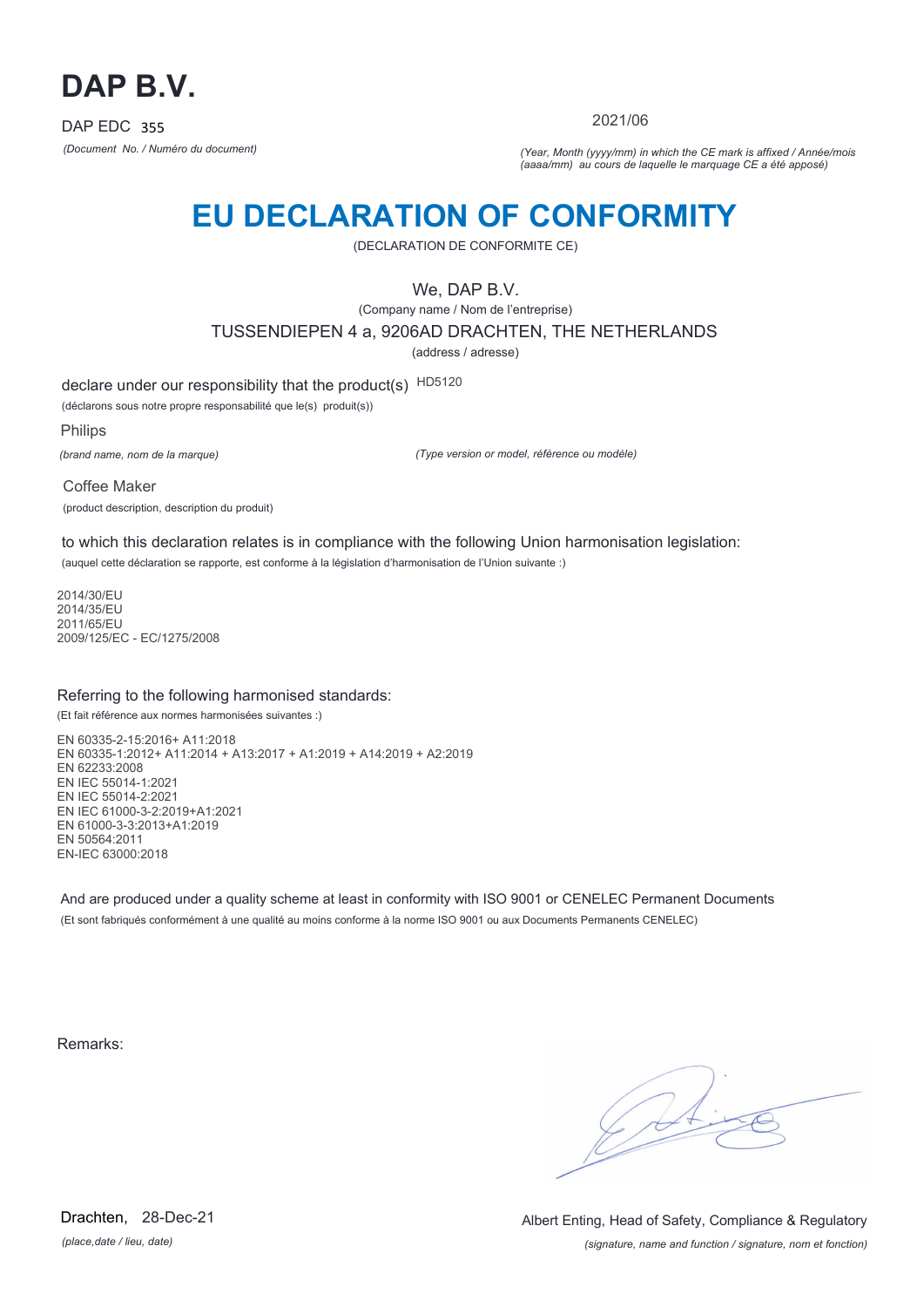# DAP B.V.

DAP EDC 355

*(Document No. / Numéro du document)*

2021/06

*(Year, Month (yyyy/mm) in which the CE mark is affixed / Année/mois (aaaa/mm) au cours de laquelle le marquage CE a été apposé)*

# EU DECLARATION OF CONFORMITY

(DECLARATION DE CONFORMITE CE)

We, DAP B.V.

(Company name / Nom de l'entreprise)

TUSSENDIEPEN 4 a, 9206AD DRACHTEN, THE NETHERLANDS

(address / adresse)

declare under our responsibility that the product(s) HD5120

(déclarons sous notre propre responsabilité que le(s) produit(s))

Philips

*(brand name, nom de la marque)*

*(Type version or model, référence ou modèle)*

Coffee Maker

(product description, description du produit)

to which this declaration relates is in compliance with the following Union harmonisation legislation:

(auquel cette déclaration se rapporte, est conforme à la législation d'harmonisation de l'Union suivante :)

2014/30/EU
2014/35/EU
2011/65/EU
2009/125/EC - EC/1275/2008

Referring to the following harmonised standards:

(Et fait référence aux normes harmonisées suivantes :)

EN 60335-2-15:2016+ A11:2018
EN 60335-1:2012+ A11:2014 + A13:2017 + A1:2019 + A14:2019 + A2:2019
EN 62233:2008
EN IEC 55014-1:2021
EN IEC 55014-2:2021
EN IEC 61000-3-2:2019+A1:2021
EN 61000-3-3:2013+A1:2019
EN 50564:2011
EN-IEC 63000:2018

And are produced under a quality scheme at least in conformity with ISO 9001 or CENELEC Permanent Documents

(Et sont fabriqués conformément à une qualité au moins conforme à la norme ISO 9001 ou aux Documents Permanents CENELEC)

Remarks:

Drachten, 28-Dec-21

*(place,date / lieu, date)*

Albert Enting, Head of Safety, Compliance & Regulatory

*(signature, name and function / signature, nom et fonction)*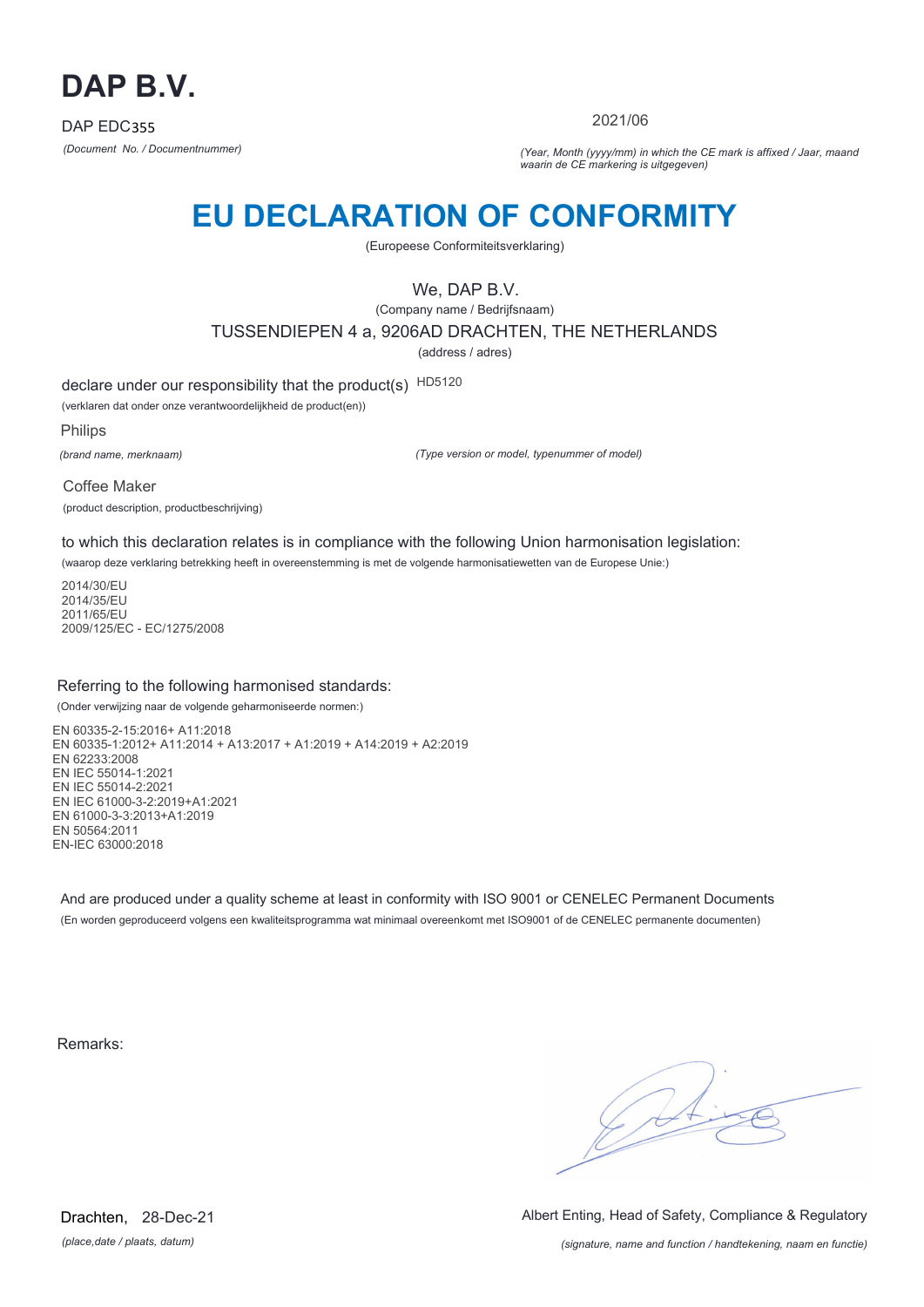# DAP B.V.

DAP EDC355

*(Document No. / Documentnummer)*

2021/06

*(Year, Month (yyyy/mm) in which the CE mark is affixed / Jaar, maand waarin de CE markering is uitgegeven)*

# EU DECLARATION OF CONFORMITY

(Europeese Conformiteitsverklaring)

We, DAP B.V.

(Company name / Bedrijfsnaam)

TUSSENDIEPEN 4 a, 9206AD DRACHTEN, THE NETHERLANDS

(address / adres)

declare under our responsibility that the product(s) HD5120

(verklaren dat onder onze verantwoordelijkheid de product(en))

Philips

*(brand name, merknaam)*

*(Type version or model, typenummer of model)*

Coffee Maker

(product description, productbeschrijving)

to which this declaration relates is in compliance with the following Union harmonisation legislation:

(waarop deze verklaring betrekking heeft in overeenstemming is met de volgende harmonisatiewetten van de Europese Unie:)

2014/30/EU
2014/35/EU
2011/65/EU
2009/125/EC - EC/1275/2008

Referring to the following harmonised standards:

(Onder verwijzing naar de volgende geharmoniseerde normen:)

EN 60335-2-15:2016+ A11:2018
EN 60335-1:2012+ A11:2014 + A13:2017 + A1:2019 + A14:2019 + A2:2019
EN 62233:2008
EN IEC 55014-1:2021
EN IEC 55014-2:2021
EN IEC 61000-3-2:2019+A1:2021
EN 61000-3-3:2013+A1:2019
EN 50564:2011
EN-IEC 63000:2018

And are produced under a quality scheme at least in conformity with ISO 9001 or CENELEC Permanent Documents

(En worden geproduceerd volgens een kwaliteitsprogramma wat minimaal overeenkomt met ISO9001 of de CENELEC permanente documenten)

Remarks:

Drachten, 28-Dec-21

*(place,date / plaats, datum)*

Albert Enting, Head of Safety, Compliance & Regulatory

*(signature, name and function / handtekening, naam en functie)*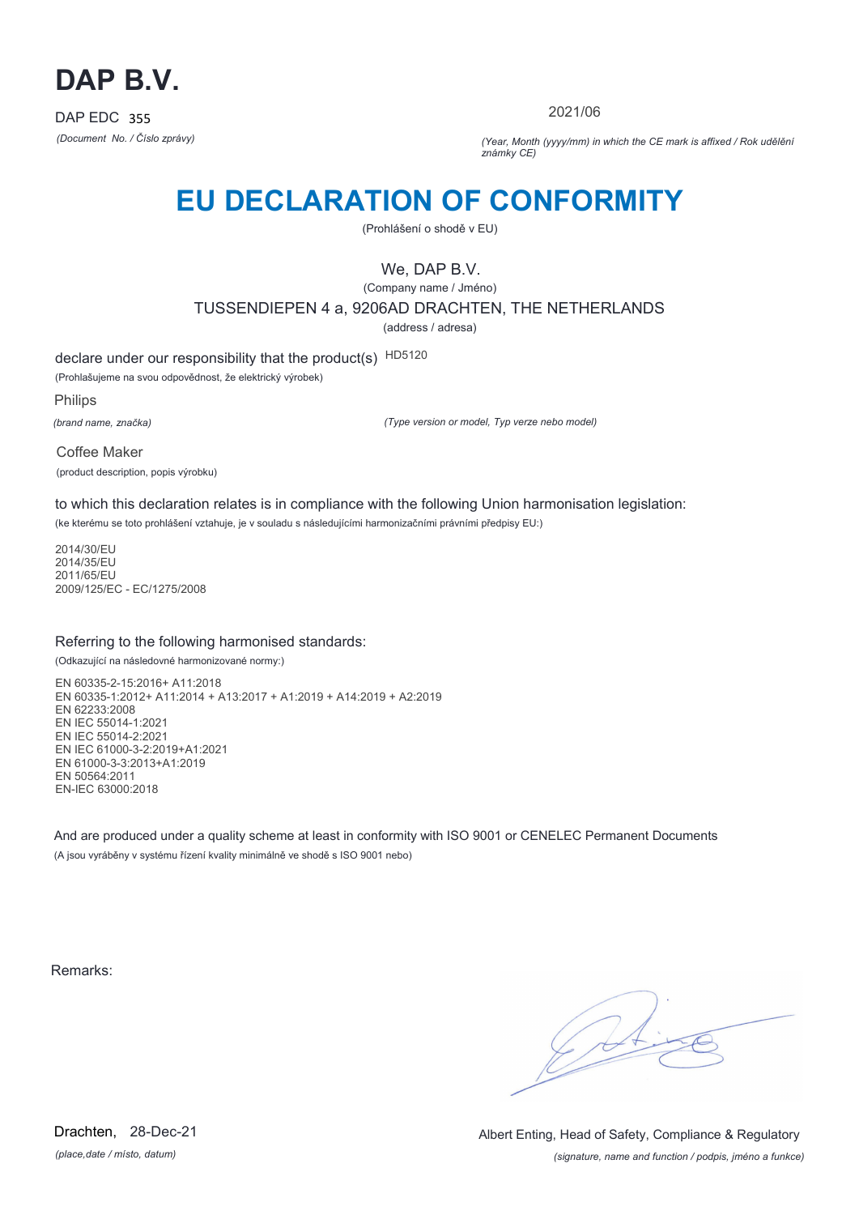# DAP B.V.

DAP EDC 355

*(Document No. / Číslo zprávy)*

2021/06

*(Year, Month (yyyy/mm) in which the CE mark is affixed / Rok udělění známky CE)*

# EU DECLARATION OF CONFORMITY

(Prohlášení o shodě v EU)

We, DAP B.V.

(Company name / Jméno)

TUSSENDIEPEN 4 a, 9206AD DRACHTEN, THE NETHERLANDS

(address / adresa)

declare under our responsibility that the product(s) HD5120

(Prohlašujeme na svou odpovědnost, že elektrický výrobek)

Philips

*(brand name, značka)*

*(Type version or model, Typ verze nebo model)*

Coffee Maker

(product description, popis výrobku)

to which this declaration relates is in compliance with the following Union harmonisation legislation:

(ke kterému se toto prohlášení vztahuje, je v souladu s následujícími harmonizačními právními předpisy EU:)

2014/30/EU
2014/35/EU
2011/65/EU
2009/125/EC - EC/1275/2008

Referring to the following harmonised standards:

(Odkazující na následovné harmonizované normy:)

EN 60335-2-15:2016+ A11:2018
EN 60335-1:2012+ A11:2014 + A13:2017 + A1:2019 + A14:2019 + A2:2019
EN 62233:2008
EN IEC 55014-1:2021
EN IEC 55014-2:2021
EN IEC 61000-3-2:2019+A1:2021
EN 61000-3-3:2013+A1:2019
EN 50564:2011
EN-IEC 63000:2018

And are produced under a quality scheme at least in conformity with ISO 9001 or CENELEC Permanent Documents

(A jsou vyráběny v systému řízení kvality minimálně ve shodě s ISO 9001 nebo)

Remarks:

Drachten, 28-Dec-21

*(place,date / místo, datum)*

Albert Enting, Head of Safety, Compliance & Regulatory

*(signature, name and function / podpis, jméno a funkce)*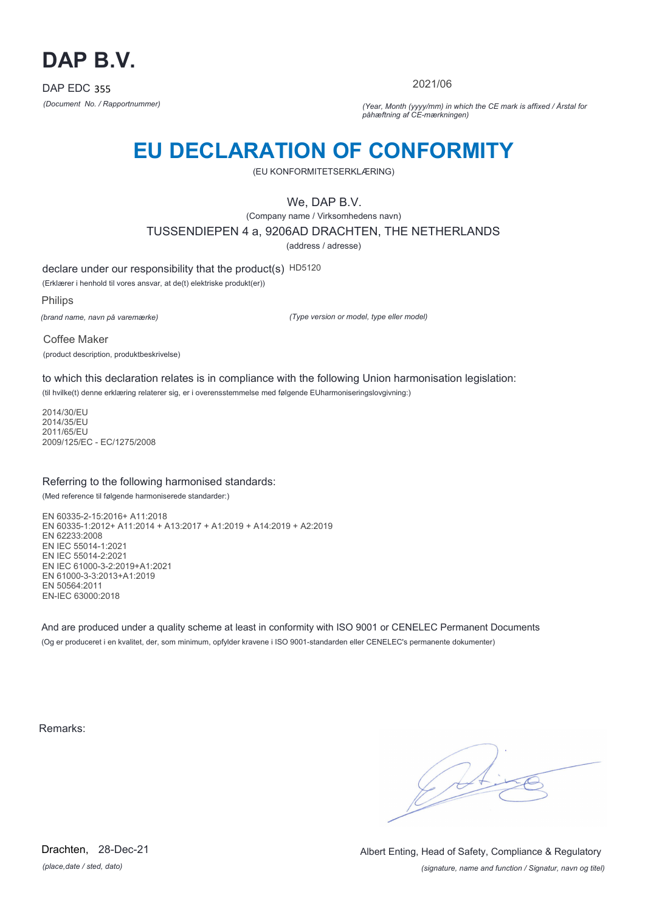# DAP B.V.

DAP EDC 355

*(Document No. / Rapportnummer)*

2021/06

*(Year, Month (yyyy/mm) in which the CE mark is affixed / Årstal for påhæftning af CE-mærkningen)*

# EU DECLARATION OF CONFORMITY

(EU KONFORMITETSERKLÆRING)

We, DAP B.V.

(Company name / Virksomhedens navn)

TUSSENDIEPEN 4 a, 9206AD DRACHTEN, THE NETHERLANDS

(address / adresse)

declare under our responsibility that the product(s) HD5120

(Erklærer i henhold til vores ansvar, at de(t) elektriske produkt(er))

Philips

*(brand name, navn på varemærke)*

*(Type version or model, type eller model)*

Coffee Maker

(product description, produktbeskrivelse)

to which this declaration relates is in compliance with the following Union harmonisation legislation:

(til hvilke(t) denne erklæring relaterer sig, er i overensstemmelse med følgende EUharmoniseringslovgivning:)

2014/30/EU
2014/35/EU
2011/65/EU
2009/125/EC - EC/1275/2008

Referring to the following harmonised standards:

(Med reference til følgende harmoniserede standarder:)

EN 60335-2-15:2016+ A11:2018
EN 60335-1:2012+ A11:2014 + A13:2017 + A1:2019 + A14:2019 + A2:2019
EN 62233:2008
EN IEC 55014-1:2021
EN IEC 55014-2:2021
EN IEC 61000-3-2:2019+A1:2021
EN 61000-3-3:2013+A1:2019
EN 50564:2011
EN-IEC 63000:2018

And are produced under a quality scheme at least in conformity with ISO 9001 or CENELEC Permanent Documents

(Og er produceret i en kvalitet, der, som minimum, opfylder kravene i ISO 9001-standarden eller CENELEC's permanente dokumenter)

Remarks:

Drachten, 28-Dec-21

*(place,date / sted, dato)*

Albert Enting, Head of Safety, Compliance & Regulatory

*(signature, name and function / Signatur, navn og titel)*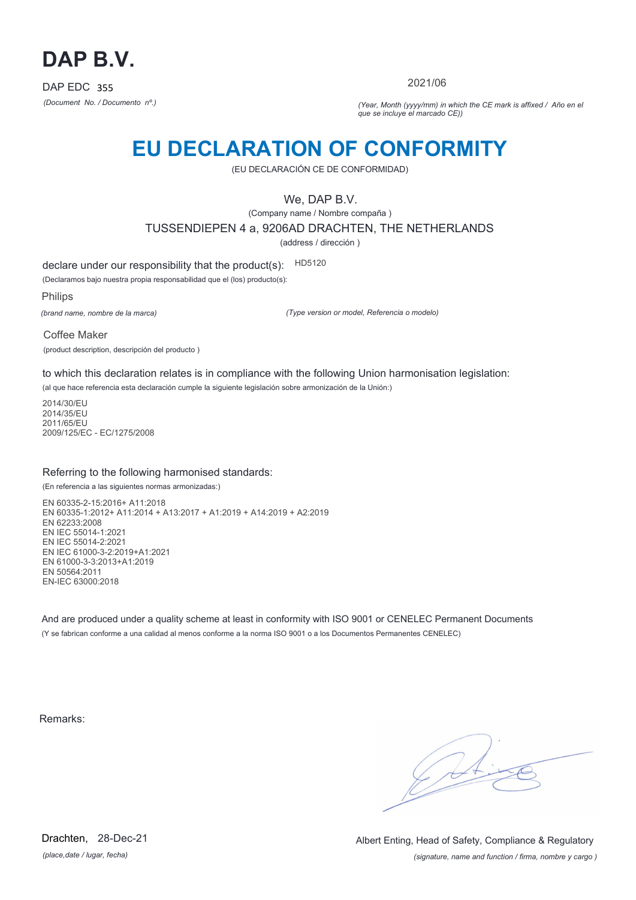# DAP B.V.

DAP EDC 355

*(Document No. / Documento nº.)*

2021/06

*(Year, Month (yyyy/mm) in which the CE mark is affixed / Año en el que se incluye el marcado CE))*

# EU DECLARATION OF CONFORMITY

(EU DECLARACIÓN CE DE CONFORMIDAD)

We, DAP B.V.

(Company name / Nombre compaña )

TUSSENDIEPEN 4 a, 9206AD DRACHTEN, THE NETHERLANDS

(address / dirección )

declare under our responsibility that the product(s): HD5120

(Declaramos bajo nuestra propia responsabilidad que el (los) producto(s):

Philips

*(brand name, nombre de la marca)*

*(Type version or model, Referencia o modelo)*

Coffee Maker

(product description, descripción del producto )

to which this declaration relates is in compliance with the following Union harmonisation legislation:

(al que hace referencia esta declaración cumple la siguiente legislación sobre armonización de la Unión:)

2014/30/EU
2014/35/EU
2011/65/EU
2009/125/EC - EC/1275/2008

Referring to the following harmonised standards:

(En referencia a las siguientes normas armonizadas:)

EN 60335-2-15:2016+ A11:2018
EN 60335-1:2012+ A11:2014 + A13:2017 + A1:2019 + A14:2019 + A2:2019
EN 62233:2008
EN IEC 55014-1:2021
EN IEC 55014-2:2021
EN IEC 61000-3-2:2019+A1:2021
EN 61000-3-3:2013+A1:2019
EN 50564:2011
EN-IEC 63000:2018

And are produced under a quality scheme at least in conformity with ISO 9001 or CENELEC Permanent Documents

(Y se fabrican conforme a una calidad al menos conforme a la norma ISO 9001 o a los Documentos Permanentes CENELEC)

Remarks:

Drachten, 28-Dec-21

*(place,date / lugar, fecha)*

Albert Enting, Head of Safety, Compliance & Regulatory

*(signature, name and function / firma, nombre y cargo )*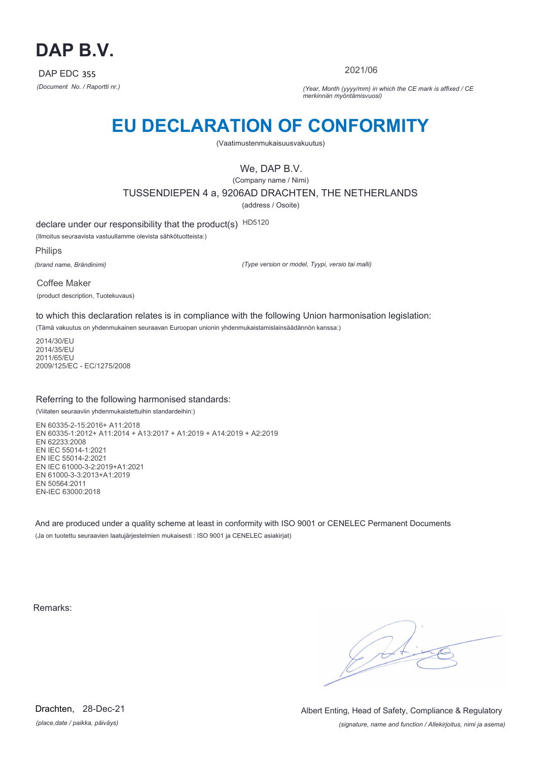# DAP B.V.

DAP EDC 355

*(Document No. / Raportti nr.)*

2021/06

*(Year, Month (yyyy/mm) in which the CE mark is affixed / CE merkinnän myöntämisvuosi)*

# EU DECLARATION OF CONFORMITY

(Vaatimustenmukaisuusvakuutus)

We, DAP B.V.

(Company name / Nimi)

TUSSENDIEPEN 4 a, 9206AD DRACHTEN, THE NETHERLANDS

(address / Osoite)

declare under our responsibility that the product(s) HD5120

(Ilmoitus seuraavista vastuullamme olevista sähkötuotteista:)

Philips

*(brand name, Brändinimi)*

*(Type version or model, Tyypi, versio tai malli)*

Coffee Maker

(product description, Tuotekuvaus)

to which this declaration relates is in compliance with the following Union harmonisation legislation:

(Tämä vakuutus on yhdenmukainen seuraavan Euroopan unionin yhdenmukaistamislainsäädännön kanssa:)

2014/30/EU
2014/35/EU
2011/65/EU
2009/125/EC - EC/1275/2008

Referring to the following harmonised standards:

(Viitaten seuraaviin yhdenmukaistettuihin standardeihin:)

EN 60335-2-15:2016+ A11:2018
EN 60335-1:2012+ A11:2014 + A13:2017 + A1:2019 + A14:2019 + A2:2019
EN 62233:2008
EN IEC 55014-1:2021
EN IEC 55014-2:2021
EN IEC 61000-3-2:2019+A1:2021
EN 61000-3-3:2013+A1:2019
EN 50564:2011
EN-IEC 63000:2018

And are produced under a quality scheme at least in conformity with ISO 9001 or CENELEC Permanent Documents

(Ja on tuotettu seuraavien laatujärjestelmien mukaisesti : ISO 9001 ja CENELEC asiakirjat)

Remarks:

Drachten, 28-Dec-21

*(place,date / paikka, päiväys)*

Albert Enting, Head of Safety, Compliance & Regulatory

*(signature, name and function / Allekirjoitus, nimi ja asema)*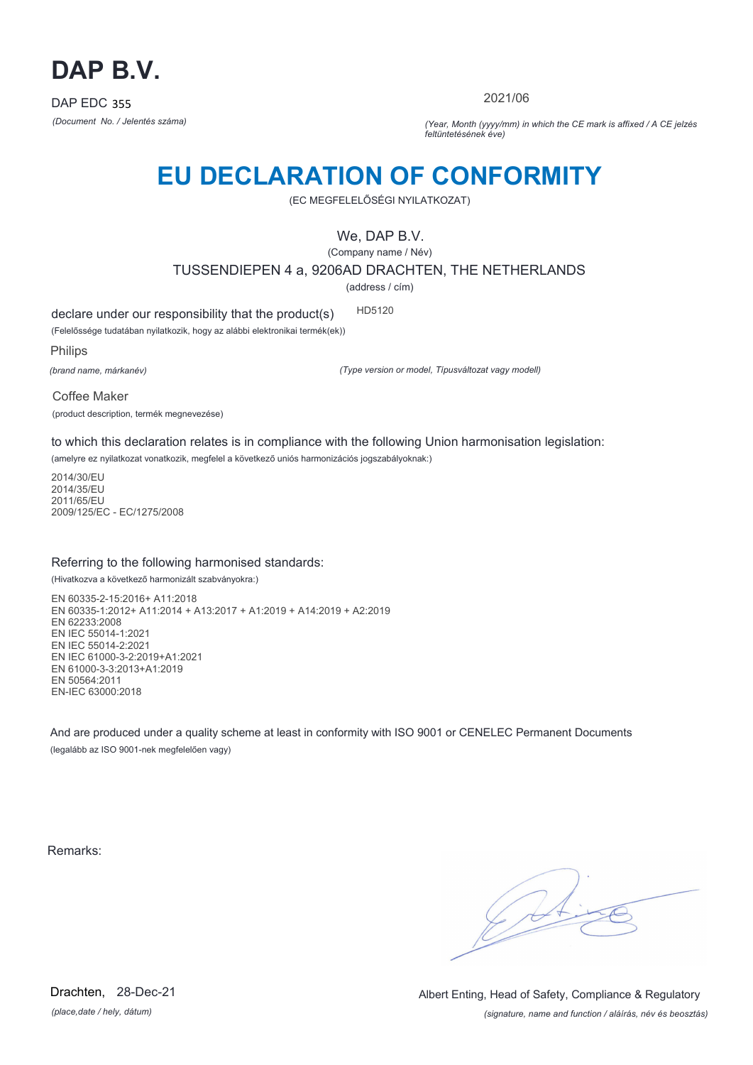# DAP B.V.

DAP EDC 355

*(Document No. / Jelentés száma)*

2021/06

*(Year, Month (yyyy/mm) in which the CE mark is affixed / A CE jelzés feltüntetésének éve)*

# EU DECLARATION OF CONFORMITY

(EC MEGFELELŐSÉGI NYILATKOZAT)

We, DAP B.V.

(Company name / Név)

TUSSENDIEPEN 4 a, 9206AD DRACHTEN, THE NETHERLANDS

(address / cím)

declare under our responsibility that the product(s) HD5120

(Felelőssége tudatában nyilatkozik, hogy az alábbi elektronikai termék(ek))

Philips

*(brand name, márkanév)*

*(Type version or model, Típusváltozat vagy modell)*

Coffee Maker

(product description, termék megnevezése)

to which this declaration relates is in compliance with the following Union harmonisation legislation:

(amelyre ez nyilatkozat vonatkozik, megfelel a következő uniós harmonizációs jogszabályoknak:)

2014/30/EU
2014/35/EU
2011/65/EU
2009/125/EC - EC/1275/2008

## Referring to the following harmonised standards:

(Hivatkozva a következő harmonizált szabványokra:)

EN 60335-2-15:2016+ A11:2018
EN 60335-1:2012+ A11:2014 + A13:2017 + A1:2019 + A14:2019 + A2:2019
EN 62233:2008
EN IEC 55014-1:2021
EN IEC 55014-2:2021
EN IEC 61000-3-2:2019+A1:2021
EN 61000-3-3:2013+A1:2019
EN 50564:2011
EN-IEC 63000:2018

And are produced under a quality scheme at least in conformity with ISO 9001 or CENELEC Permanent Documents

(legalább az ISO 9001-nek megfelelően vagy)

Remarks:

Drachten, 28-Dec-21

*(place,date / hely, dátum)*

Albert Enting, Head of Safety, Compliance & Regulatory

*(signature, name and function / aláírás, név és beosztás)*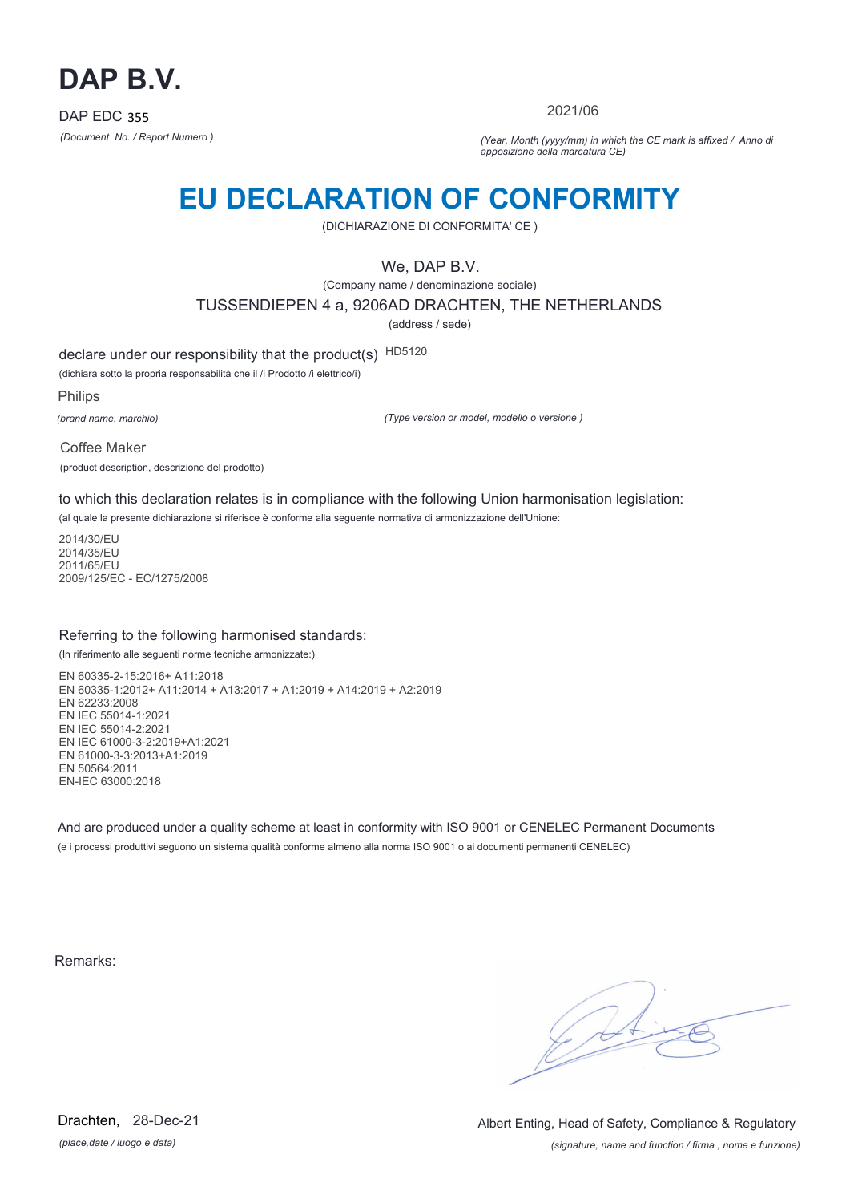# DAP B.V.

DAP EDC 355

*(Document No. / Report Numero )*

2021/06

*(Year, Month (yyyy/mm) in which the CE mark is affixed / Anno di apposizione della marcatura CE)*

# EU DECLARATION OF CONFORMITY

(DICHIARAZIONE DI CONFORMITA' CE )

We, DAP B.V.

(Company name / denominazione sociale)

TUSSENDIEPEN 4 a, 9206AD DRACHTEN, THE NETHERLANDS

(address / sede)

declare under our responsibility that the product(s) HD5120

(dichiara sotto la propria responsabilità che il /i Prodotto /i elettrico/i)

Philips

*(brand name, marchio)*

*(Type version or model, modello o versione )*

Coffee Maker

(product description, descrizione del prodotto)

to which this declaration relates is in compliance with the following Union harmonisation legislation:

(al quale la presente dichiarazione si riferisce è conforme alla seguente normativa di armonizzazione dell'Unione:

2014/30/EU
2014/35/EU
2011/65/EU
2009/125/EC - EC/1275/2008

Referring to the following harmonised standards:

(In riferimento alle seguenti norme tecniche armonizzate:)

EN 60335-2-15:2016+ A11:2018
EN 60335-1:2012+ A11:2014 + A13:2017 + A1:2019 + A14:2019 + A2:2019
EN 62233:2008
EN IEC 55014-1:2021
EN IEC 55014-2:2021
EN IEC 61000-3-2:2019+A1:2021
EN 61000-3-3:2013+A1:2019
EN 50564:2011
EN-IEC 63000:2018

And are produced under a quality scheme at least in conformity with ISO 9001 or CENELEC Permanent Documents

(e i processi produttivi seguono un sistema qualità conforme almeno alla norma ISO 9001 o ai documenti permanenti CENELEC)

Remarks:

Drachten, 28-Dec-21

*(place,date / luogo e data)*

Albert Enting, Head of Safety, Compliance & Regulatory

*(signature, name and function / firma , nome e funzione)*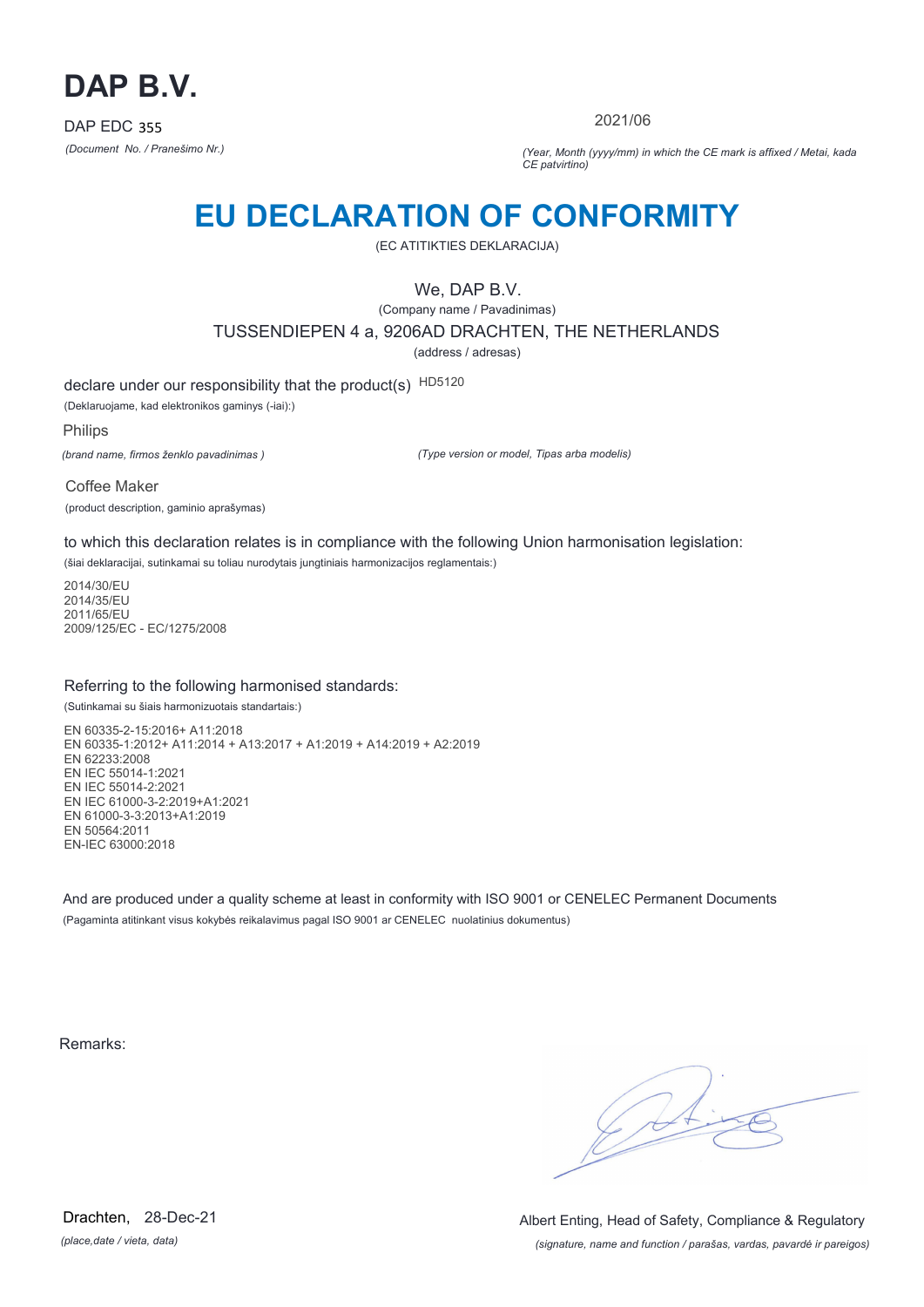# DAP B.V.

DAP EDC 355

*(Document No. / Pranešimo Nr.)*

2021/06

*(Year, Month (yyyy/mm) in which the CE mark is affixed / Metai, kada CE patvirtino)*

## EU DECLARATION OF CONFORMITY

(EC ATITIKTIES DEKLARACIJA)

We, DAP B.V.

(Company name / Pavadinimas)

TUSSENDIEPEN 4 a, 9206AD DRACHTEN, THE NETHERLANDS

(address / adresas)

declare under our responsibility that the product(s) HD5120

(Deklaruojame, kad elektronikos gaminys (-iai):)

Philips

*(brand name, firmos ženklo pavadinimas )*

*(Type version or model, Tipas arba modelis)*

Coffee Maker

(product description, gaminio aprašymas)

to which this declaration relates is in compliance with the following Union harmonisation legislation:

(šiai deklaracijai, sutinkamai su toliau nurodytais jungtiniais harmonizacijos reglamentais:)

2014/30/EU
2014/35/EU
2011/65/EU
2009/125/EC - EC/1275/2008

Referring to the following harmonised standards:

(Sutinkamai su šiais harmonizuotais standartais:)

EN 60335-2-15:2016+ A11:2018
EN 60335-1:2012+ A11:2014 + A13:2017 + A1:2019 + A14:2019 + A2:2019
EN 62233:2008
EN IEC 55014-1:2021
EN IEC 55014-2:2021
EN IEC 61000-3-2:2019+A1:2021
EN 61000-3-3:2013+A1:2019
EN 50564:2011
EN-IEC 63000:2018

And are produced under a quality scheme at least in conformity with ISO 9001 or CENELEC Permanent Documents

(Pagaminta atitinkant visus kokybės reikalavimus pagal ISO 9001 ar CENELEC nuolatinius dokumentus)

Remarks:

Drachten, 28-Dec-21

*(place,date / vieta, data)*

Albert Enting, Head of Safety, Compliance & Regulatory

*(signature, name and function / parašas, vardas, pavardė ir pareigos)*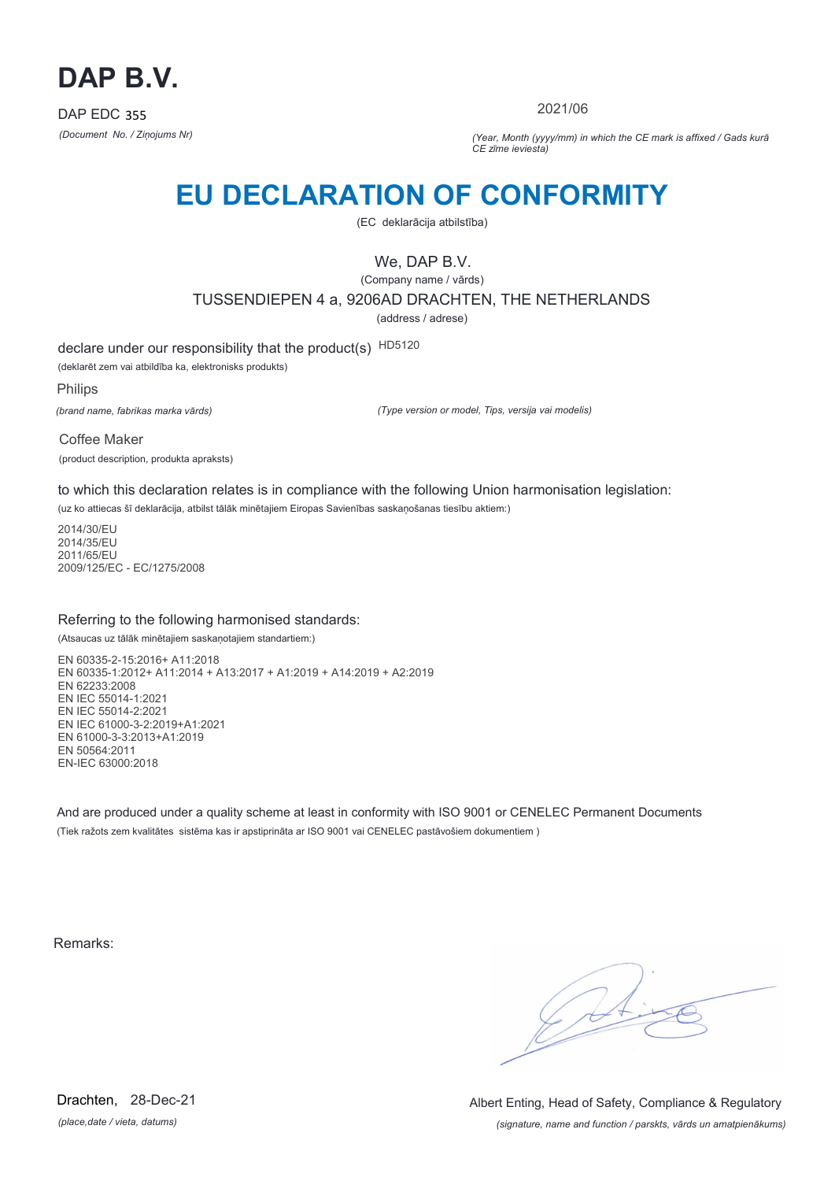# DAP B.V.

DAP EDC 355

*(Document No. / Ziņojums Nr)*

2021/06

*(Year, Month (yyyy/mm) in which the CE mark is affixed / Gads kurā CE zīme ieviesta)*

## EU DECLARATION OF CONFORMITY

(EC deklarācija atbilstība)

We, DAP B.V.

(Company name / vārds)

TUSSENDIEPEN 4 a, 9206AD DRACHTEN, THE NETHERLANDS

(address / adrese)

declare under our responsibility that the product(s) HD5120

(deklarēt zem vai atbildība ka, elektronisks produkts)

Philips

*(brand name, fabrikas marka vārds)*

*(Type version or model, Tips, versija vai modelis)*

Coffee Maker

(product description, produkta apraksts)

to which this declaration relates is in compliance with the following Union harmonisation legislation:

(uz ko attiecas šī deklarācija, atbilst tālāk minētajiem Eiropas Savienības saskaņošanas tiesību aktiem:)

2014/30/EU
2014/35/EU
2011/65/EU
2009/125/EC - EC/1275/2008

Referring to the following harmonised standards:

(Atsaucas uz tālāk minētajiem saskaņotajiem standartiem:)

EN 60335-2-15:2016+ A11:2018
EN 60335-1:2012+ A11:2014 + A13:2017 + A1:2019 + A14:2019 + A2:2019
EN 62233:2008
EN IEC 55014-1:2021
EN IEC 55014-2:2021
EN IEC 61000-3-2:2019+A1:2021
EN 61000-3-3:2013+A1:2019
EN 50564:2011
EN-IEC 63000:2018

And are produced under a quality scheme at least in conformity with ISO 9001 or CENELEC Permanent Documents

(Tiek ražots zem kvalitātes sistēma kas ir apstiprināta ar ISO 9001 vai CENELEC pastāvošiem dokumentiem )

Remarks:

Drachten, 28-Dec-21

*(place,date / vieta, datums)*

Albert Enting, Head of Safety, Compliance & Regulatory

*(signature, name and function / parskts, vārds un amatpienākums)*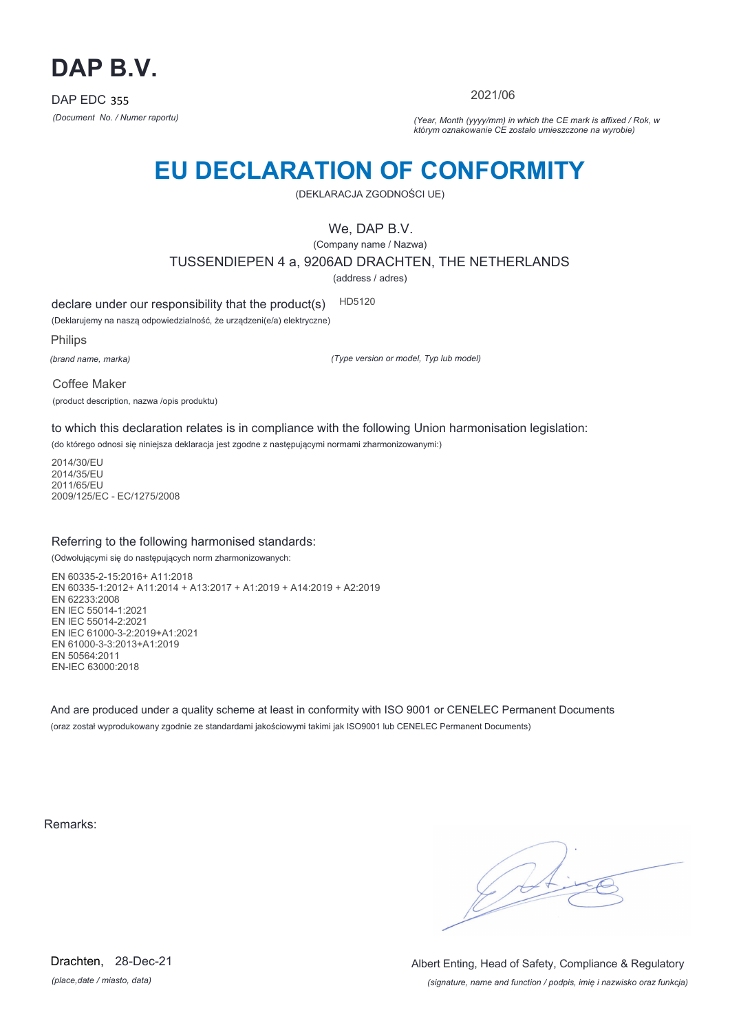# DAP B.V.

DAP EDC 355

*(Document No. / Numer raportu)*

2021/06

*(Year, Month (yyyy/mm) in which the CE mark is affixed / Rok, w którym oznakowanie CE zostało umieszczone na wyrobie)*

# EU DECLARATION OF CONFORMITY

(DEKLARACJA ZGODNOŚCI UE)

We, DAP B.V.

(Company name / Nazwa)

TUSSENDIEPEN 4 a, 9206AD DRACHTEN, THE NETHERLANDS

(address / adres)

declare under our responsibility that the product(s) HD5120

(Deklarujemy na naszą odpowiedzialność, że urządzeni(e/a) elektryczne)

Philips

*(brand name, marka)*

*(Type version or model, Typ lub model)*

Coffee Maker

(product description, nazwa /opis produktu)

to which this declaration relates is in compliance with the following Union harmonisation legislation:

(do którego odnosi się niniejsza deklaracja jest zgodne z następującymi normami zharmonizowanymi:)

2014/30/EU
2014/35/EU
2011/65/EU
2009/125/EC - EC/1275/2008

Referring to the following harmonised standards:

(Odwołującymi się do następujących norm zharmonizowanych:

EN 60335-2-15:2016+ A11:2018
EN 60335-1:2012+ A11:2014 + A13:2017 + A1:2019 + A14:2019 + A2:2019
EN 62233:2008
EN IEC 55014-1:2021
EN IEC 55014-2:2021
EN IEC 61000-3-2:2019+A1:2021
EN 61000-3-3:2013+A1:2019
EN 50564:2011
EN-IEC 63000:2018

And are produced under a quality scheme at least in conformity with ISO 9001 or CENELEC Permanent Documents

(oraz został wyprodukowany zgodnie ze standardami jakościowymi takimi jak ISO9001 lub CENELEC Permanent Documents)

Remarks:

Drachten, 28-Dec-21

*(place,date / miasto, data)*

Albert Enting, Head of Safety, Compliance & Regulatory

*(signature, name and function / podpis, imię i nazwisko oraz funkcja)*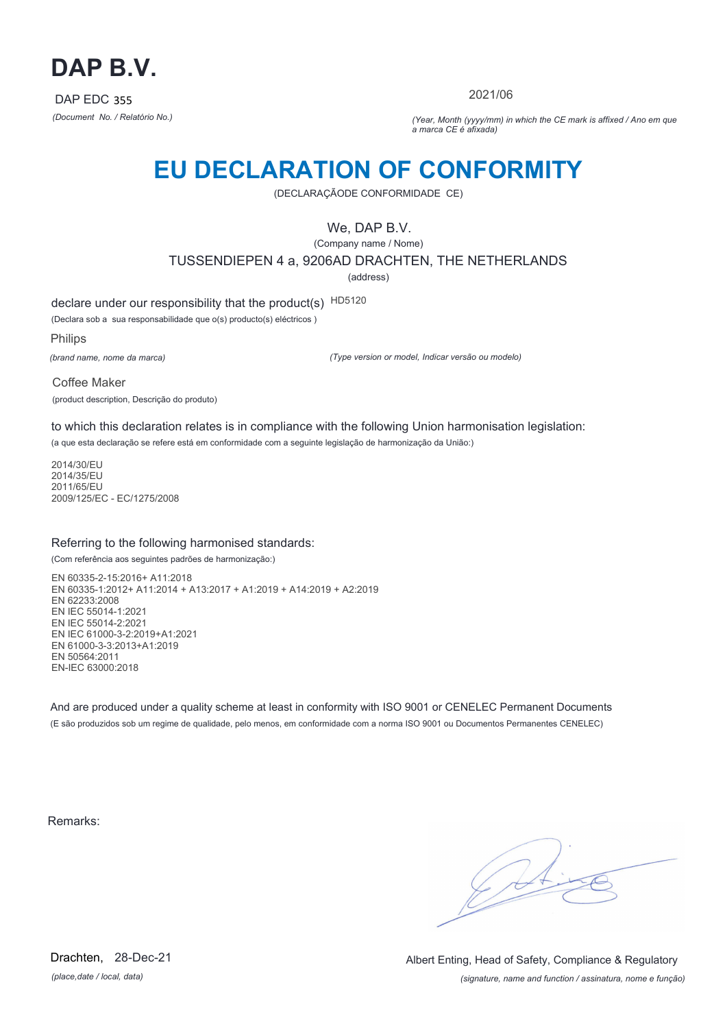# DAP B.V.

DAP EDC 355

*(Document No. / Relatório No.)*

2021/06

*(Year, Month (yyyy/mm) in which the CE mark is affixed / Ano em que a marca CE é afixada)*

# EU DECLARATION OF CONFORMITY

(DECLARAÇÃODE CONFORMIDADE CE)

We, DAP B.V.

(Company name / Nome)

TUSSENDIEPEN 4 a, 9206AD DRACHTEN, THE NETHERLANDS

(address)

declare under our responsibility that the product(s) HD5120

(Declara sob a sua responsabilidade que o(s) producto(s) eléctricos )

Philips

*(brand name, nome da marca)*

*(Type version or model, Indicar versão ou modelo)*

Coffee Maker

(product description, Descrição do produto)

to which this declaration relates is in compliance with the following Union harmonisation legislation:

(a que esta declaração se refere está em conformidade com a seguinte legislação de harmonização da União:)

2014/30/EU
2014/35/EU
2011/65/EU
2009/125/EC - EC/1275/2008

Referring to the following harmonised standards:

(Com referência aos seguintes padrões de harmonização:)

EN 60335-2-15:2016+ A11:2018
EN 60335-1:2012+ A11:2014 + A13:2017 + A1:2019 + A14:2019 + A2:2019
EN 62233:2008
EN IEC 55014-1:2021
EN IEC 55014-2:2021
EN IEC 61000-3-2:2019+A1:2021
EN 61000-3-3:2013+A1:2019
EN 50564:2011
EN-IEC 63000:2018

And are produced under a quality scheme at least in conformity with ISO 9001 or CENELEC Permanent Documents

(E são produzidos sob um regime de qualidade, pelo menos, em conformidade com a norma ISO 9001 ou Documentos Permanentes CENELEC)

Remarks:

Drachten, 28-Dec-21

*(place,date / local, data)*

Albert Enting, Head of Safety, Compliance & Regulatory

*(signature, name and function / assinatura, nome e função)*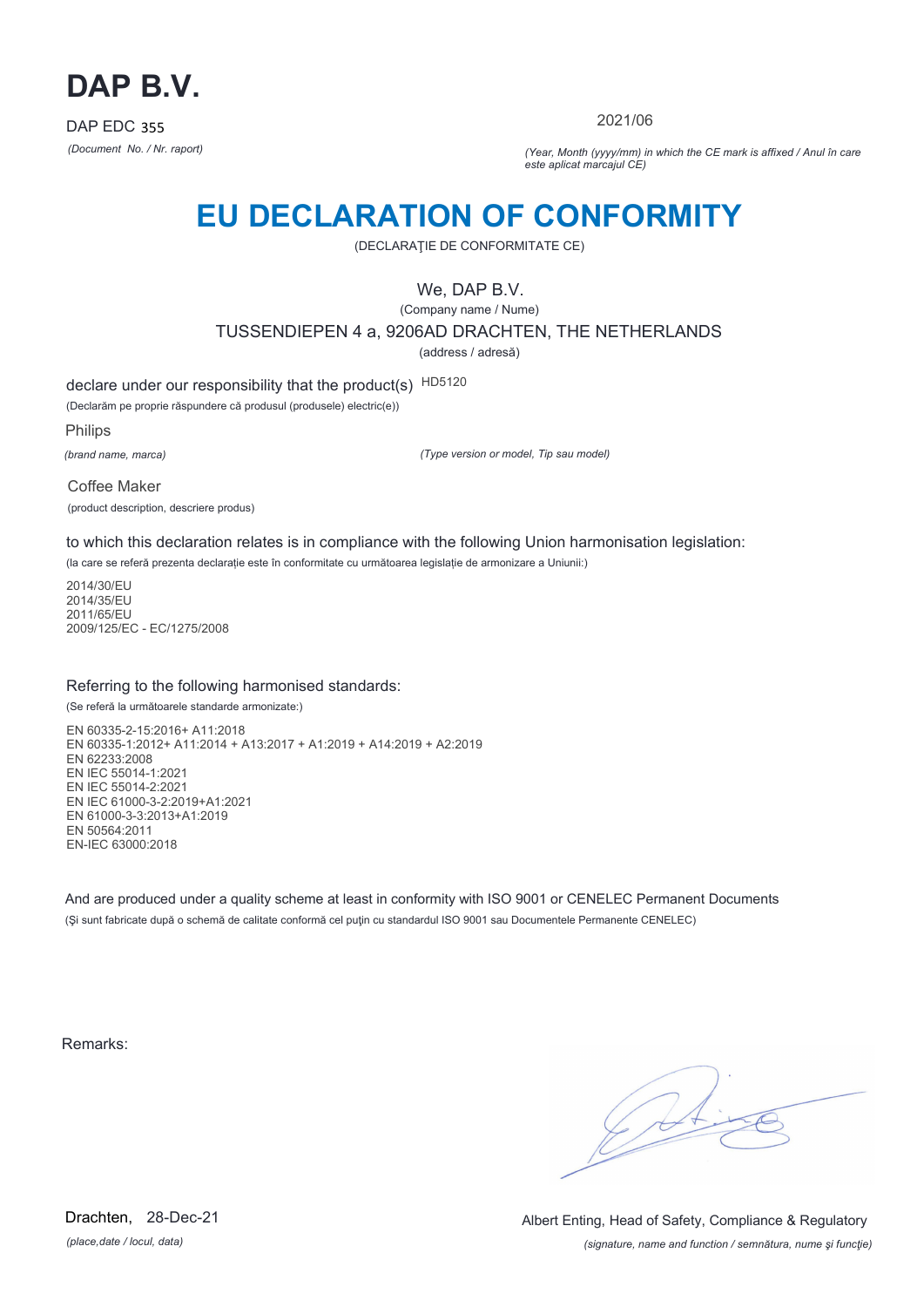# DAP B.V.

DAP EDC 355

*(Document No. / Nr. raport)*

2021/06

*(Year, Month (yyyy/mm) in which the CE mark is affixed / Anul în care este aplicat marcajul CE)*

# EU DECLARATION OF CONFORMITY

(DECLARAŢIE DE CONFORMITATE CE)

We, DAP B.V.

(Company name / Nume)

TUSSENDIEPEN 4 a, 9206AD DRACHTEN, THE NETHERLANDS

(address / adresă)

declare under our responsibility that the product(s) HD5120

(Declarăm pe proprie răspundere că produsul (produsele) electric(e))

Philips

*(brand name, marca)*

*(Type version or model, Tip sau model)*

Coffee Maker

(product description, descriere produs)

to which this declaration relates is in compliance with the following Union harmonisation legislation:

(la care se referă prezenta declaraţie este în conformitate cu următoarea legislaţie de armonizare a Uniunii:)

2014/30/EU
2014/35/EU
2011/65/EU
2009/125/EC - EC/1275/2008

Referring to the following harmonised standards:

(Se referă la următoarele standarde armonizate:)

EN 60335-2-15:2016+ A11:2018
EN 60335-1:2012+ A11:2014 + A13:2017 + A1:2019 + A14:2019 + A2:2019
EN 62233:2008
EN IEC 55014-1:2021
EN IEC 55014-2:2021
EN IEC 61000-3-2:2019+A1:2021
EN 61000-3-3:2013+A1:2019
EN 50564:2011
EN-IEC 63000:2018

And are produced under a quality scheme at least in conformity with ISO 9001 or CENELEC Permanent Documents

(Şi sunt fabricate după o schemă de calitate conformă cel puţin cu standardul ISO 9001 sau Documentele Permanente CENELEC)

Remarks:

Drachten, 28-Dec-21

*(place,date / locul, data)*

Albert Enting, Head of Safety, Compliance & Regulatory

*(signature, name and function / semnătura, nume şi funcţie)*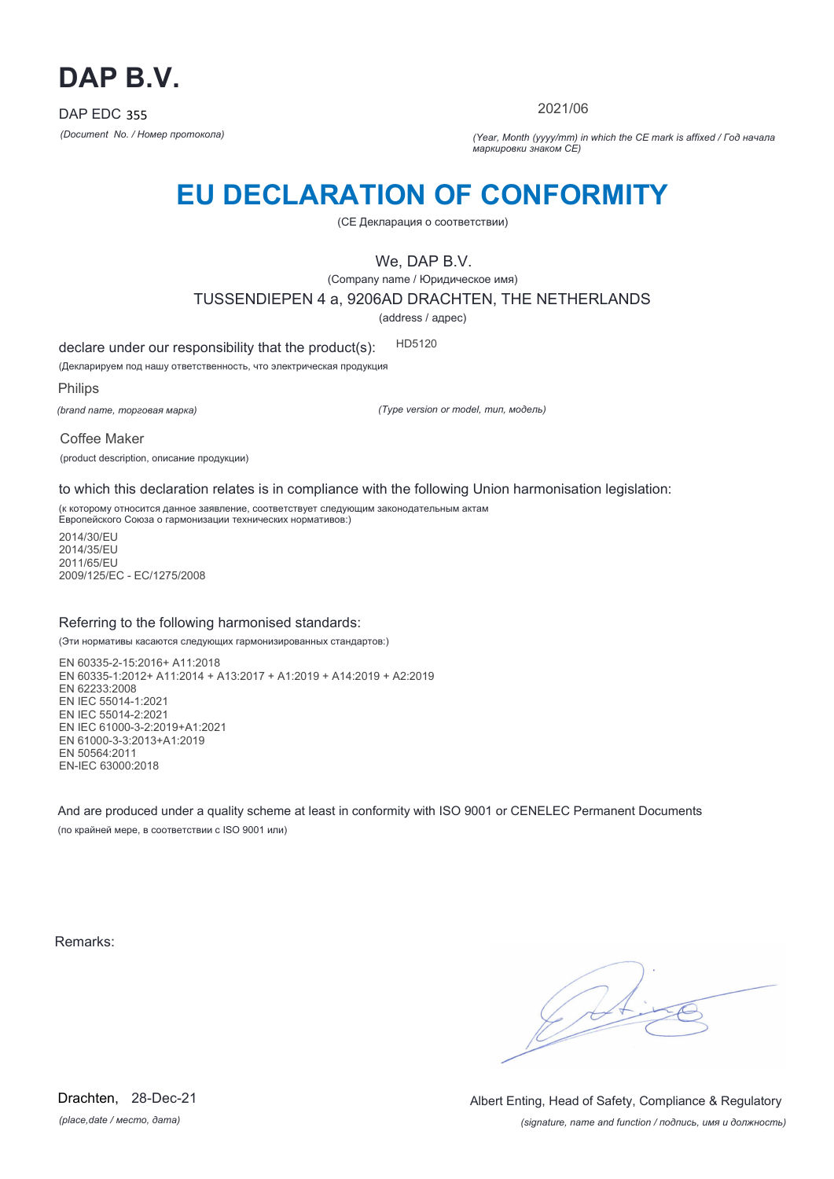# DAP B.V.

DAP EDC 355

*(Document No. / Номер протокола)*

2021/06

*(Year, Month (yyyy/mm) in which the CE mark is affixed / Год начала маркировки знаком CE)*

# EU DECLARATION OF CONFORMITY

(CE Декларация о соответствии)

We, DAP B.V.

(Company name / Юридическое имя)

TUSSENDIEPEN 4 a, 9206AD DRACHTEN, THE NETHERLANDS

(address / адрес)

declare under our responsibility that the product(s): HD5120

(Декларируем под нашу ответственность, что электрическая продукция

Philips

*(brand name, торговая марка)*

*(Type version or model, тип, модель)*

Coffee Maker

(product description, описание продукции)

to which this declaration relates is in compliance with the following Union harmonisation legislation:

(к которому относится данное заявление, соответствует следующим законодательным актам Европейского Союза о гармонизации технических нормативов:)

2014/30/EU
2014/35/EU
2011/65/EU
2009/125/EC - EC/1275/2008

Referring to the following harmonised standards:

(Эти нормативы касаются следующих гармонизированных стандартов:)

EN 60335-2-15:2016+ A11:2018
EN 60335-1:2012+ A11:2014 + A13:2017 + A1:2019 + A14:2019 + A2:2019
EN 62233:2008
EN IEC 55014-1:2021
EN IEC 55014-2:2021
EN IEC 61000-3-2:2019+A1:2021
EN 61000-3-3:2013+A1:2019
EN 50564:2011
EN-IEC 63000:2018

And are produced under a quality scheme at least in conformity with ISO 9001 or CENELEC Permanent Documents

(по крайней мере, в соответствии с ISO 9001 или)

Remarks:

Drachten, 28-Dec-21

*(place,date / место, дата)*

Albert Enting, Head of Safety, Compliance & Regulatory

*(signature, name and function / подпись, имя и должность)*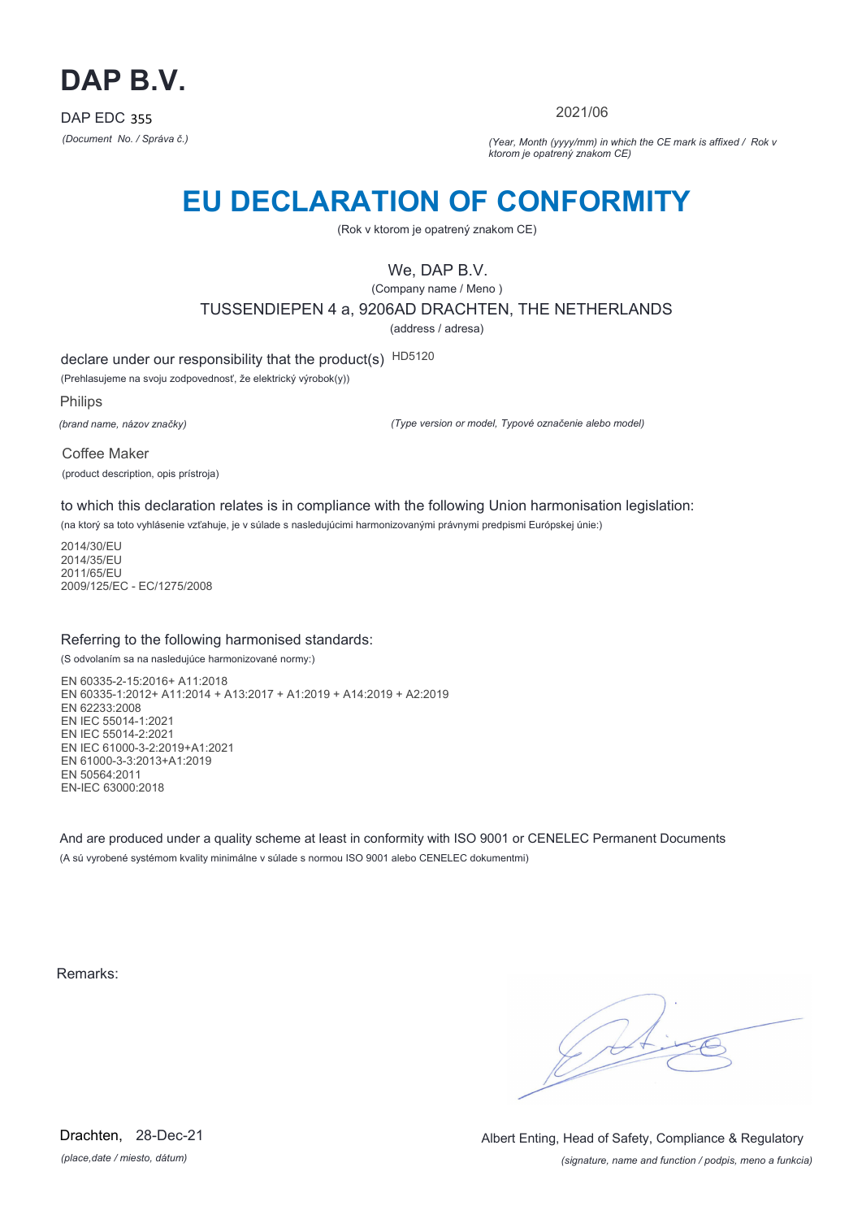# DAP B.V.

DAP EDC 355

*(Document No. / Správa č.)*

2021/06

*(Year, Month (yyyy/mm) in which the CE mark is affixed / Rok v ktorom je opatrený znakom CE)*

# EU DECLARATION OF CONFORMITY

(Rok v ktorom je opatrený znakom CE)

We, DAP B.V.

(Company name / Meno )

TUSSENDIEPEN 4 a, 9206AD DRACHTEN, THE NETHERLANDS

(address / adresa)

declare under our responsibility that the product(s) HD5120

(Prehlasujeme na svoju zodpovednosť, že elektrický výrobok(y))

Philips

*(brand name, názov značky)*

*(Type version or model, Typové označenie alebo model)*

Coffee Maker

(product description, opis prístroja)

to which this declaration relates is in compliance with the following Union harmonisation legislation:

(na ktorý sa toto vyhlásenie vzťahuje, je v súlade s nasledujúcimi harmonizovanými právnymi predpismi Európskej únie:)

2014/30/EU
2014/35/EU
2011/65/EU
2009/125/EC - EC/1275/2008

Referring to the following harmonised standards:

(S odvolaním sa na nasledujúce harmonizované normy:)

EN 60335-2-15:2016+ A11:2018
EN 60335-1:2012+ A11:2014 + A13:2017 + A1:2019 + A14:2019 + A2:2019
EN 62233:2008
EN IEC 55014-1:2021
EN IEC 55014-2:2021
EN IEC 61000-3-2:2019+A1:2021
EN 61000-3-3:2013+A1:2019
EN 50564:2011
EN-IEC 63000:2018

And are produced under a quality scheme at least in conformity with ISO 9001 or CENELEC Permanent Documents

(A sú vyrobené systémom kvality minimálne v súlade s normou ISO 9001 alebo CENELEC dokumentmi)

Remarks:

Drachten, 28-Dec-21

*(place,date / miesto, dátum)*

Albert Enting, Head of Safety, Compliance & Regulatory

*(signature, name and function / podpis, meno a funkcia)*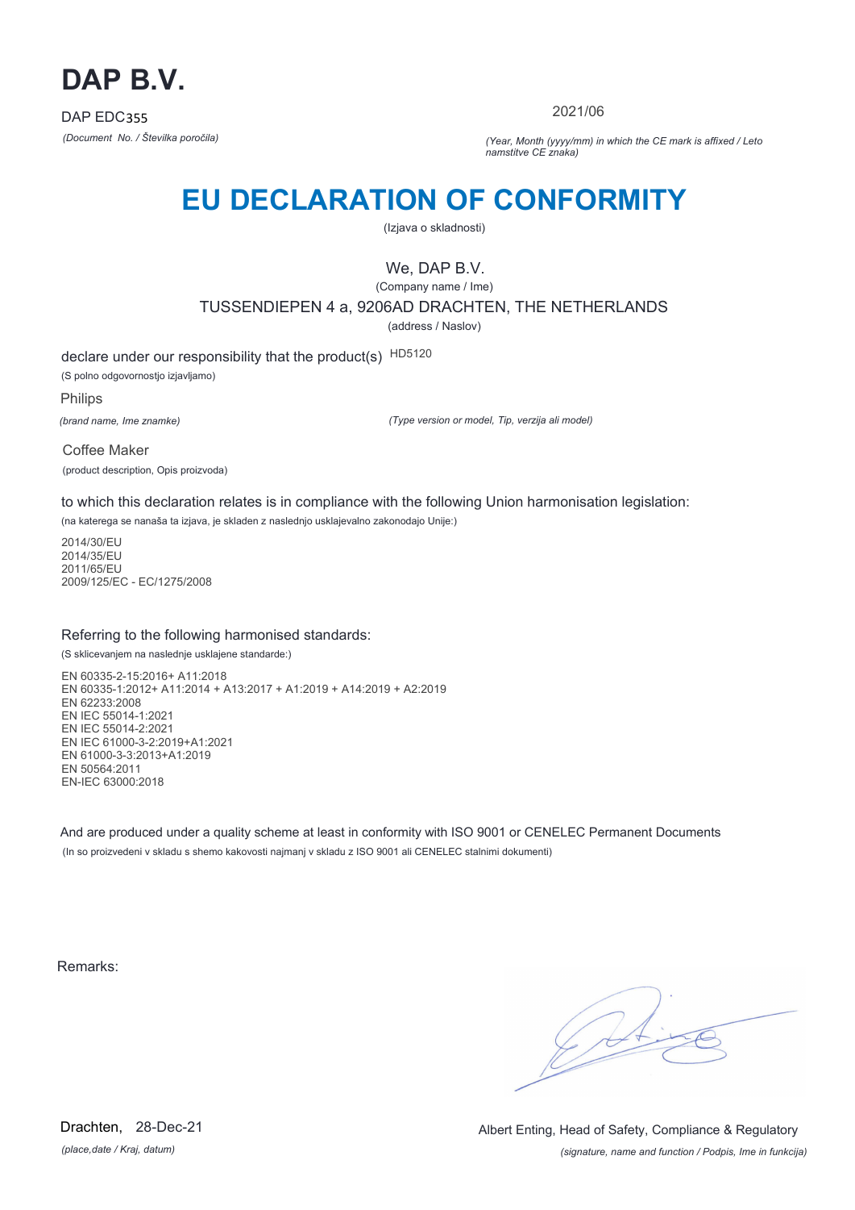# DAP B.V.

DAP EDC355

*(Document No. / Številka poročila)*

2021/06

*(Year, Month (yyyy/mm) in which the CE mark is affixed / Leto namstitve CE znaka)*

# EU DECLARATION OF CONFORMITY

(Izjava o skladnosti)

We, DAP B.V.

(Company name / Ime)

TUSSENDIEPEN 4 a, 9206AD DRACHTEN, THE NETHERLANDS

(address / Naslov)

declare under our responsibility that the product(s) HD5120

(S polno odgovornostjo izjavljamo)

Philips

*(brand name, Ime znamke)*

*(Type version or model, Tip, verzija ali model)*

Coffee Maker

(product description, Opis proizvoda)

to which this declaration relates is in compliance with the following Union harmonisation legislation:

(na katerega se nanaša ta izjava, je skladen z naslednjo usklajevalno zakonodajo Unije:)

2014/30/EU
2014/35/EU
2011/65/EU
2009/125/EC - EC/1275/2008

Referring to the following harmonised standards:

(S sklicevanjem na naslednje usklajene standarde:)

EN 60335-2-15:2016+ A11:2018
EN 60335-1:2012+ A11:2014 + A13:2017 + A1:2019 + A14:2019 + A2:2019
EN 62233:2008
EN IEC 55014-1:2021
EN IEC 55014-2:2021
EN IEC 61000-3-2:2019+A1:2021
EN 61000-3-3:2013+A1:2019
EN 50564:2011
EN-IEC 63000:2018

And are produced under a quality scheme at least in conformity with ISO 9001 or CENELEC Permanent Documents

(In so proizvedeni v skladu s shemo kakovosti najmanj v skladu z ISO 9001 ali CENELEC stalnimi dokumenti)

Remarks:

Drachten, 28-Dec-21

*(place,date / Kraj, datum)*

Albert Enting, Head of Safety, Compliance & Regulatory

*(signature, name and function / Podpis, Ime in funkcija)*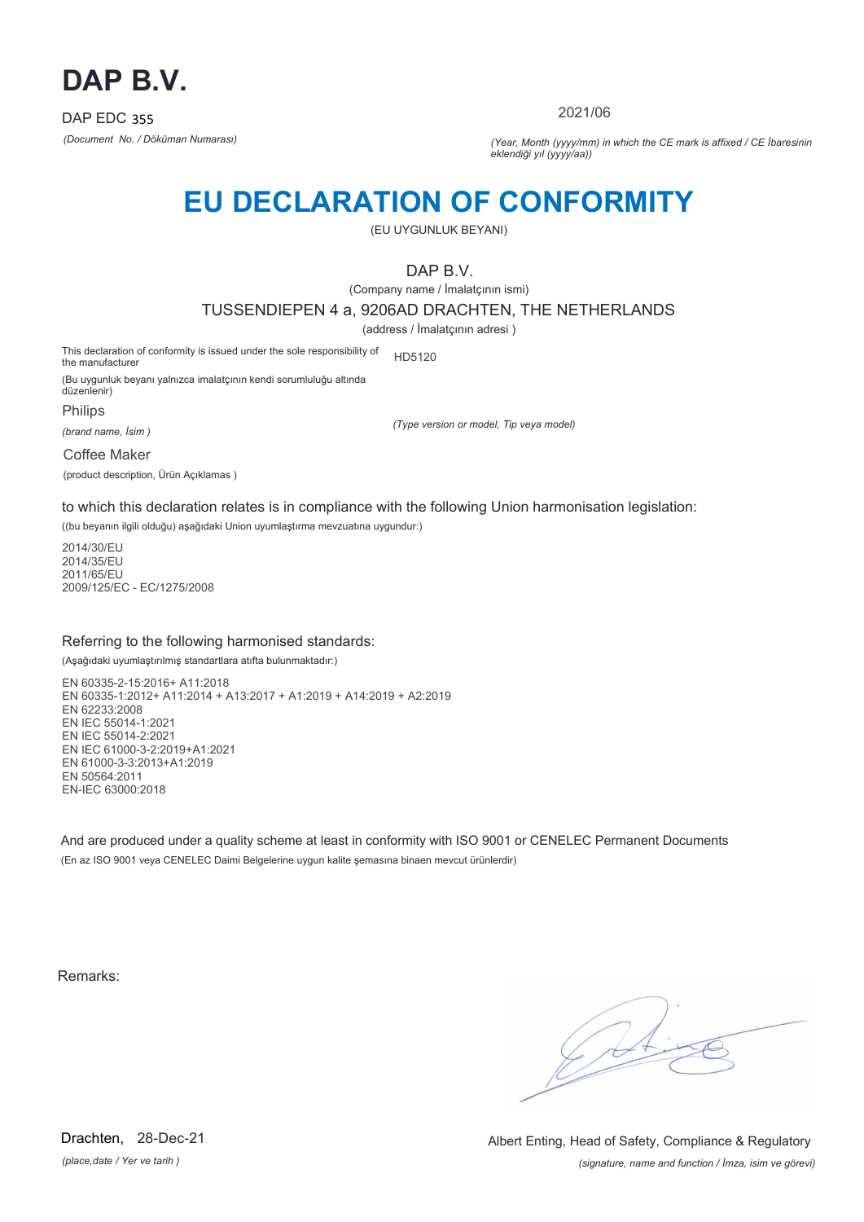# DAP B.V.

DAP EDC 355

*(Document No. / Döküman Numarası)*

2021/06

*(Year, Month (yyyy/mm) in which the CE mark is affixed / CE İbaresinin eklendiği yıl (yyyy/aa))*

# EU DECLARATION OF CONFORMITY

(EU UYGUNLUK BEYANI)

DAP B.V.

(Company name / İmalatçının ismi)

TUSSENDIEPEN 4 a, 9206AD DRACHTEN, THE NETHERLANDS

(address / İmalatçının adresi )

This declaration of conformity is issued under the sole responsibility of the manufacturer

(Bu uygunluk beyanı yalnızca imalatçının kendi sorumluluğu altında düzenlenir)

HD5120

*(Type version or model, Tip veya model)*

Philips

*(brand name, İsim )*

Coffee Maker

(product description, Ürün Açıklamas )

to which this declaration relates is in compliance with the following Union harmonisation legislation:

((bu beyanın ilgili olduğu) aşağıdaki Union uyumlaştırma mevzuatına uygundur:)

2014/30/EU
2014/35/EU
2011/65/EU
2009/125/EC - EC/1275/2008

Referring to the following harmonised standards:

(Aşağıdaki uyumlaştırılmış standartlara atıfta bulunmaktadır:)

EN 60335-2-15:2016+ A11:2018
EN 60335-1:2012+ A11:2014 + A13:2017 + A1:2019 + A14:2019 + A2:2019
EN 62233:2008
EN IEC 55014-1:2021
EN IEC 55014-2:2021
EN IEC 61000-3-2:2019+A1:2021
EN 61000-3-3:2013+A1:2019
EN 50564:2011
EN-IEC 63000:2018

And are produced under a quality scheme at least in conformity with ISO 9001 or CENELEC Permanent Documents

(En az ISO 9001 veya CENELEC Daimi Belgelerine uygun kalite şemasına binaen mevcut ürünlerdir)

Remarks:

Drachten, 28-Dec-21

*(place,date / Yer ve tarih )*

Albert Enting, Head of Safety, Compliance & Regulatory

*(signature, name and function / İmza, isim ve görevi)*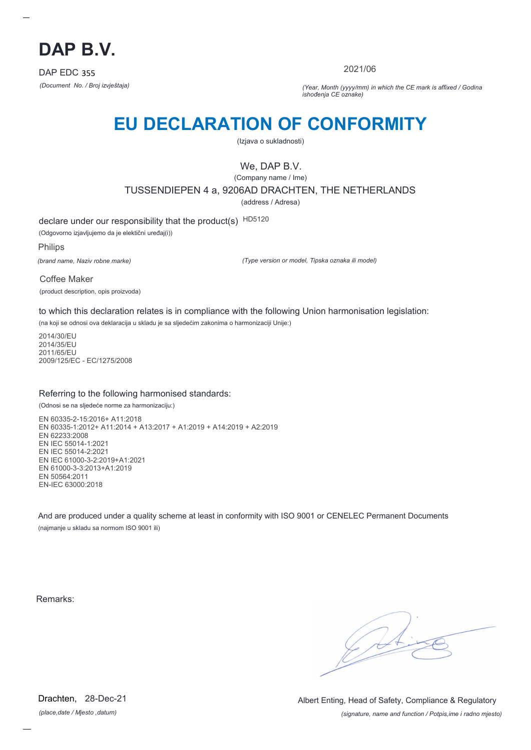# DAP B.V.

DAP EDC 355

*(Document No. / Broj izvještaja)*

2021/06

*(Year, Month (yyyy/mm) in which the CE mark is affixed / Godina ishođenja CE oznake)*

# EU DECLARATION OF CONFORMITY

(Izjava o sukladnosti)

We, DAP B.V.

(Company name / Ime)

TUSSENDIEPEN 4 a, 9206AD DRACHTEN, THE NETHERLANDS

(address / Adresa)

declare under our responsibility that the product(s) HD5120

(Odgovorno izjavljujemo da je elektični uređaj(i))

Philips

*(brand name, Naziv robne marke)*

*(Type version or model, Tipska oznaka ili model)*

Coffee Maker

(product description, opis proizvoda)

to which this declaration relates is in compliance with the following Union harmonisation legislation:

(na koji se odnosi ova deklaracija u skladu je sa sljedećim zakonima o harmonizaciji Unije:)

2014/30/EU
2014/35/EU
2011/65/EU
2009/125/EC - EC/1275/2008

Referring to the following harmonised standards:

(Odnosi se na sljedeće norme za harmonizaciju:)

EN 60335-2-15:2016+ A11:2018
EN 60335-1:2012+ A11:2014 + A13:2017 + A1:2019 + A14:2019 + A2:2019
EN 62233:2008
EN IEC 55014-1:2021
EN IEC 55014-2:2021
EN IEC 61000-3-2:2019+A1:2021
EN 61000-3-3:2013+A1:2019
EN 50564:2011
EN-IEC 63000:2018

And are produced under a quality scheme at least in conformity with ISO 9001 or CENELEC Permanent Documents

(najmanje u skladu sa normom ISO 9001 ili)

Remarks:

Drachten, 28-Dec-21

*(place,date / Mjesto ,datum)*

Albert Enting, Head of Safety, Compliance & Regulatory

*(signature, name and function / Potpis,ime i radno mjesto)*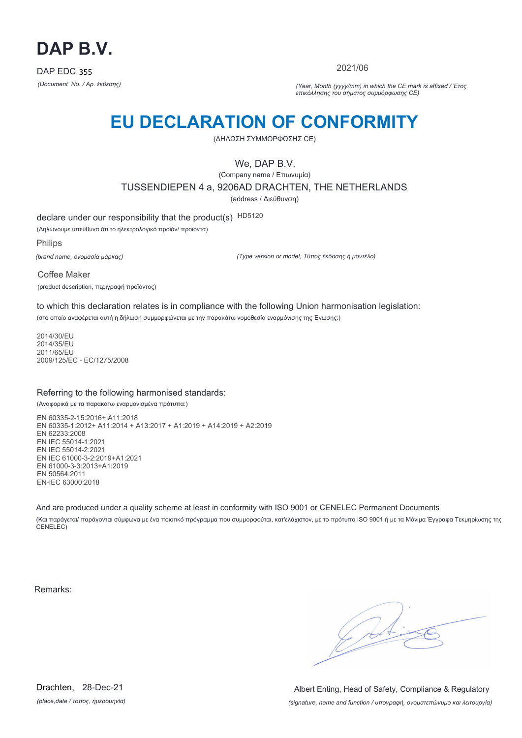# DAP B.V.

DAP EDC 355

*(Document No. / Αρ. έκθεσης)*

2021/06

*(Year, Month (yyyy/mm) in which the CE mark is affixed / Έτος επικόλλησης του σήματος συμμόρφωσης CE)*

# EU DECLARATION OF CONFORMITY

(ΔΗΛΩΣΗ ΣΥΜΜΟΡΦΩΣΗΣ CE)

We, DAP B.V.

(Company name / Επωνυμία)

TUSSENDIEPEN 4 a, 9206AD DRACHTEN, THE NETHERLANDS

(address / Διεύθυνση)

declare under our responsibility that the product(s) HD5120

(Δηλώνουμε υπεύθυνα ότι το ηλεκτρολογικό προϊόν/ προϊόντα)

Philips

*(brand name, ονομασία μάρκας)*

*(Type version or model, Τύπος έκδοσης ή μοντέλο)*

Coffee Maker

(product description, περιγραφή προϊόντος)

to which this declaration relates is in compliance with the following Union harmonisation legislation:

(στο οποίο αναφέρεται αυτή η δήλωση συμμορφώνεται με την παρακάτω νομοθεσία εναρμόνισης της Ένωσης:)

2014/30/EU
2014/35/EU
2011/65/EU
2009/125/EC - EC/1275/2008

Referring to the following harmonised standards:

(Αναφορικά με τα παρακάτω εναρμονισμένα πρότυπα:)

EN 60335-2-15:2016+ A11:2018
EN 60335-1:2012+ A11:2014 + A13:2017 + A1:2019 + A14:2019 + A2:2019
EN 62233:2008
EN IEC 55014-1:2021
EN IEC 55014-2:2021
EN IEC 61000-3-2:2019+A1:2021
EN 61000-3-3:2013+A1:2019
EN 50564:2011
EN-IEC 63000:2018

And are produced under a quality scheme at least in conformity with ISO 9001 or CENELEC Permanent Documents

(Και παράγεται/ παράγονται σύμφωνα με ένα ποιοτικό πρόγραμμα που συμμορφούται, κατ'ελάχιστον, με το πρότυπο ISO 9001 ή με τα Μόνιμα Έγγραφα Τεκμηρίωσης της CENELEC)

Remarks:

Drachten, 28-Dec-21

*(place,date / τόπος, ημερομηνία)*

Albert Enting, Head of Safety, Compliance & Regulatory

*(signature, name and function / υπογραφή, ονοματεπώνυμο και λειτουργία)*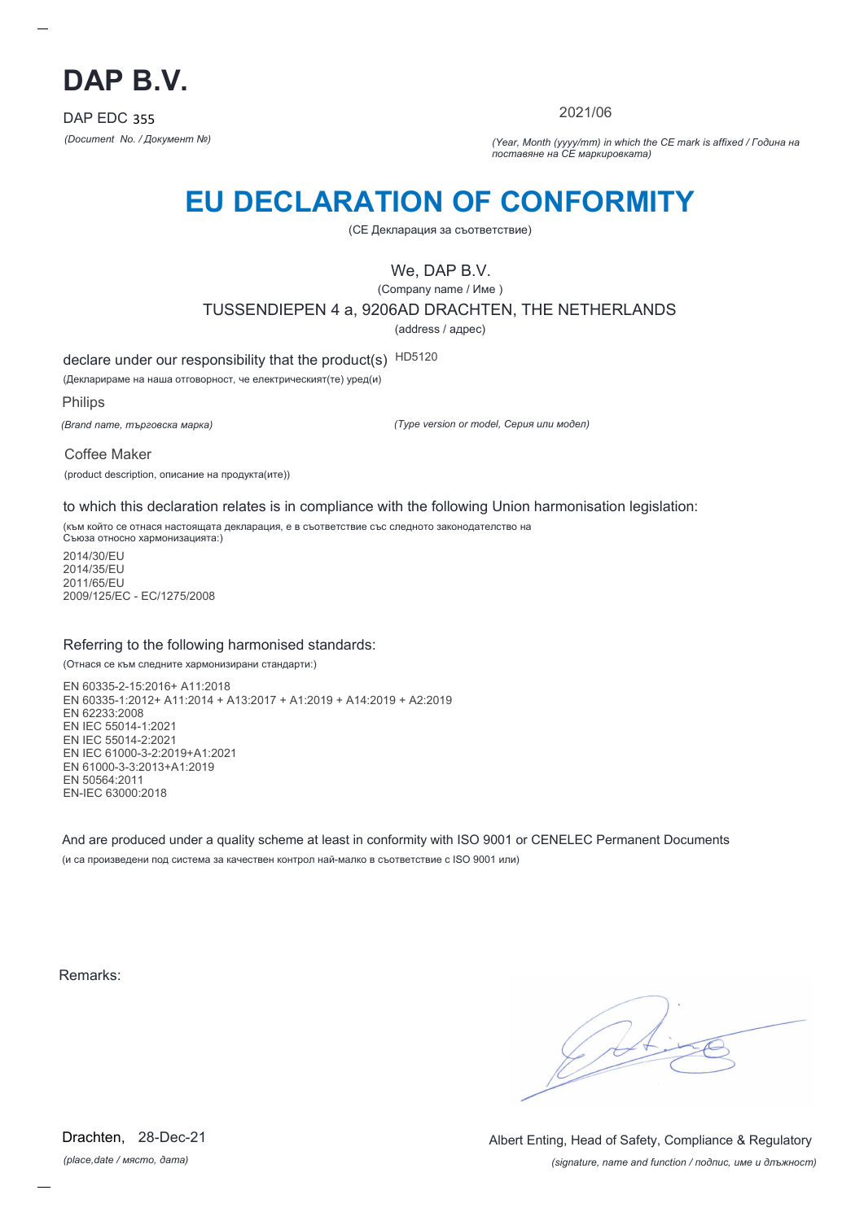# DAP B.V.

DAP EDC 355

*(Document No. / Документ №)*

2021/06

*(Year, Month (yyyy/mm) in which the CE mark is affixed / Година на поставяне на CE маркировката)*

# EU DECLARATION OF CONFORMITY

(CE Декларация за съответствие)

We, DAP B.V.

(Company name / Име )

TUSSENDIEPEN 4 a, 9206AD DRACHTEN, THE NETHERLANDS

(address / адрес)

declare under our responsibility that the product(s) HD5120

(Декларираме на наша отговорност, че електрическият(те) уред(и)

Philips

*(Brand name, търговска марка)*

*(Type version or model, Серия или модел)*

Coffee Maker

(product description, описание на продукта(ите))

to which this declaration relates is in compliance with the following Union harmonisation legislation:

(към който се отнася настоящата декларация, е в съответствие със следното законодателство на Съюза относно хармонизацията:)

2014/30/EU
2014/35/EU
2011/65/EU
2009/125/EC - EC/1275/2008

Referring to the following harmonised standards:

(Отнася се към следните хармонизирани стандарти:)

EN 60335-2-15:2016+ A11:2018
EN 60335-1:2012+ A11:2014 + A13:2017 + A1:2019 + A14:2019 + A2:2019
EN 62233:2008
EN IEC 55014-1:2021
EN IEC 55014-2:2021
EN IEC 61000-3-2:2019+A1:2021
EN 61000-3-3:2013+A1:2019
EN 50564:2011
EN-IEC 63000:2018

And are produced under a quality scheme at least in conformity with ISO 9001 or CENELEC Permanent Documents

(и са произведени под система за качествен контрол най-малко в съответствие с ISO 9001 или)

Remarks:

Drachten, 28-Dec-21

*(place,date / място, дата)*

Albert Enting, Head of Safety, Compliance & Regulatory

*(signature, name and function / подпис, име и длъжност)*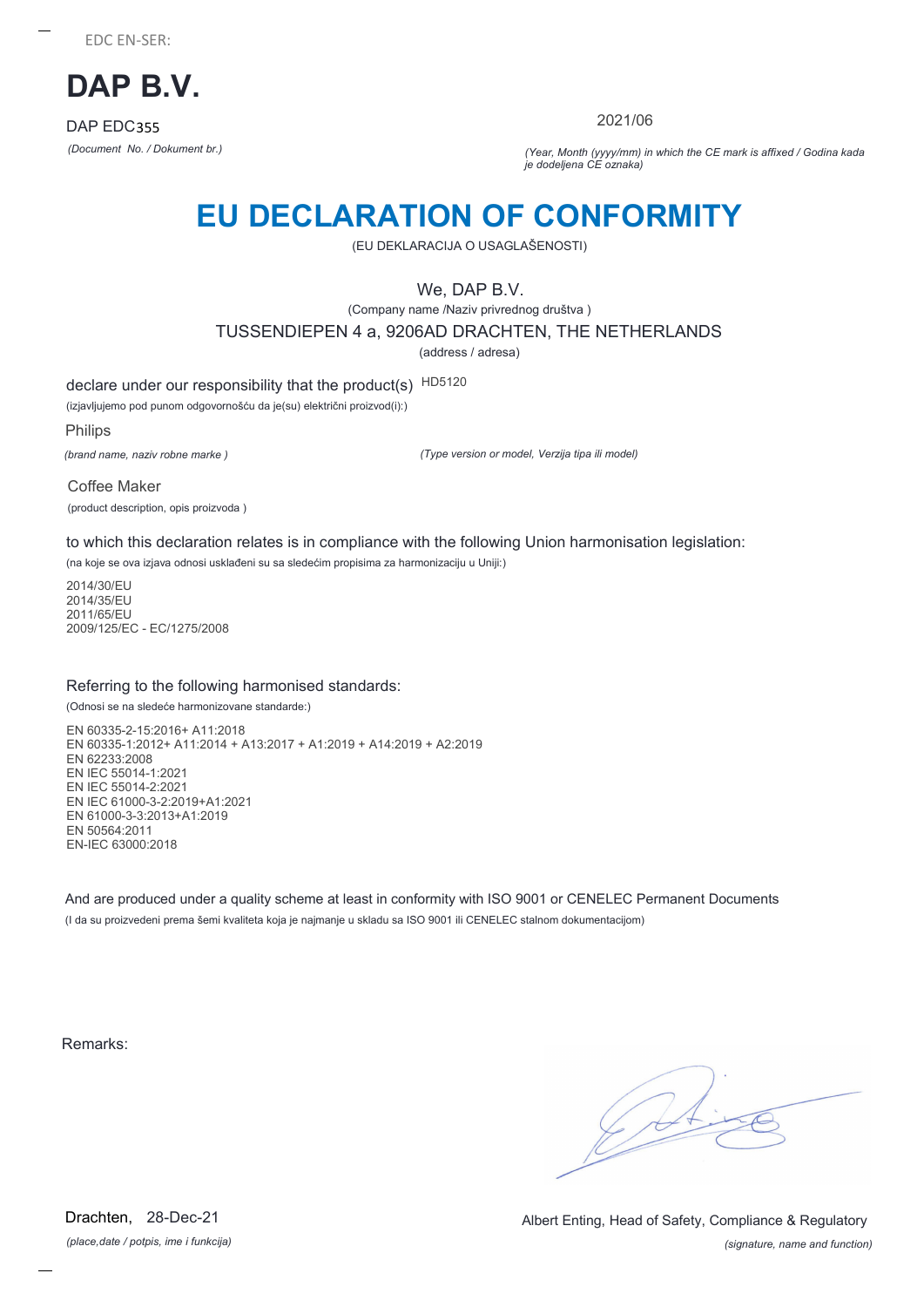EDC EN-SER:

# DAP B.V.

DAP EDC355

*(Document No. / Dokument br.)*

2021/06

*(Year, Month (yyyy/mm) in which the CE mark is affixed / Godina kada je dodeljena CE oznaka)*

# EU DECLARATION OF CONFORMITY

(EU DEKLARACIJA O USAGLAŠENOSTI)

We, DAP B.V.

(Company name /Naziv privrednog društva )

TUSSENDIEPEN 4 a, 9206AD DRACHTEN, THE NETHERLANDS

(address / adresa)

declare under our responsibility that the product(s) HD5120

(izjavljujemo pod punom odgovornošću da je(su) električni proizvod(i):)

Philips

*(brand name, naziv robne marke )*

*(Type version or model, Verzija tipa ili model)*

Coffee Maker

(product description, opis proizvoda )

to which this declaration relates is in compliance with the following Union harmonisation legislation:

(na koje se ova izjava odnosi usklađeni su sa sledećim propisima za harmonizaciju u Uniji:)

2014/30/EU
2014/35/EU
2011/65/EU
2009/125/EC - EC/1275/2008

Referring to the following harmonised standards:

(Odnosi se na sledeće harmonizovane standarde:)

EN 60335-2-15:2016+ A11:2018
EN 60335-1:2012+ A11:2014 + A13:2017 + A1:2019 + A14:2019 + A2:2019
EN 62233:2008
EN IEC 55014-1:2021
EN IEC 55014-2:2021
EN IEC 61000-3-2:2019+A1:2021
EN 61000-3-3:2013+A1:2019
EN 50564:2011
EN-IEC 63000:2018

And are produced under a quality scheme at least in conformity with ISO 9001 or CENELEC Permanent Documents

(I da su proizvedeni prema šemi kvaliteta koja je najmanje u skladu sa ISO 9001 ili CENELEC stalnom dokumentacijom)

Remarks:

Drachten, 28-Dec-21

*(place,date / potpis, ime i funkcija)*

Albert Enting, Head of Safety, Compliance & Regulatory

*(signature, name and function)*